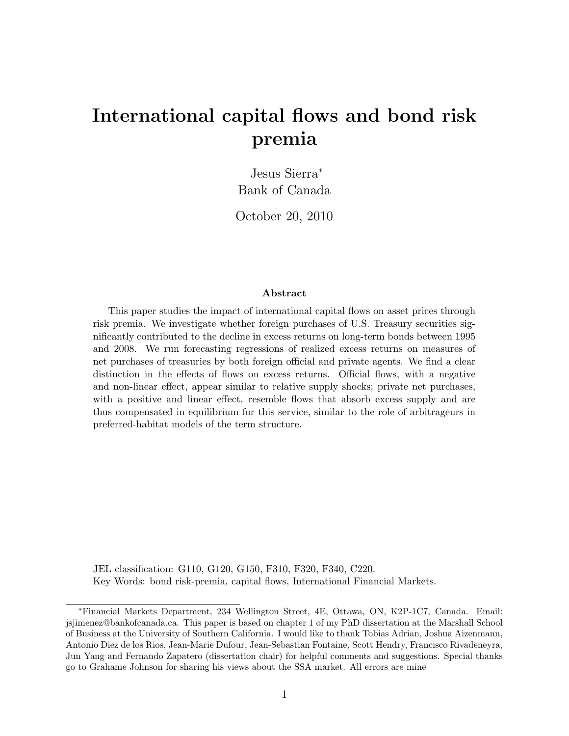# International capital flows and bond risk premia

Jesus Sierra[*]
Bank of Canada

October 20, 2010

### Abstract

This paper studies the impact of international capital flows on asset prices through risk premia. We investigate whether foreign purchases of U.S. Treasury securities significantly contributed to the decline in excess returns on long-term bonds between 1995 and 2008. We run forecasting regressions of realized excess returns on measures of net purchases of treasuries by both foreign official and private agents. We find a clear distinction in the effects of flows on excess returns. Official flows, with a negative and non-linear effect, appear similar to relative supply shocks; private net purchases, with a positive and linear effect, resemble flows that absorb excess supply and are thus compensated in equilibrium for this service, similar to the role of arbitrageurs in preferred-habitat models of the term structure.

JEL classification: G110, G120, G150, F310, F320, F340, C220.
Key Words: bond risk-premia, capital flows, International Financial Markets.

[*]Financial Markets Department, 234 Wellington Street, 4E, Ottawa, ON, K2P-1C7, Canada. Email: jsjimenez@bankofcanada.ca. This paper is based on chapter 1 of my PhD dissertation at the Marshall School of Business at the University of Southern California. I would like to thank Tobias Adrian, Joshua Aizenmann, Antonio Diez de los Rios, Jean-Marie Dufour, Jean-Sebastian Fontaine, Scott Hendry, Francisco Rivadeneyra, Jun Yang and Fernando Zapatero (dissertation chair) for helpful comments and suggestions. Special thanks go to Grahame Johnson for sharing his views about the SSA market. All errors are mine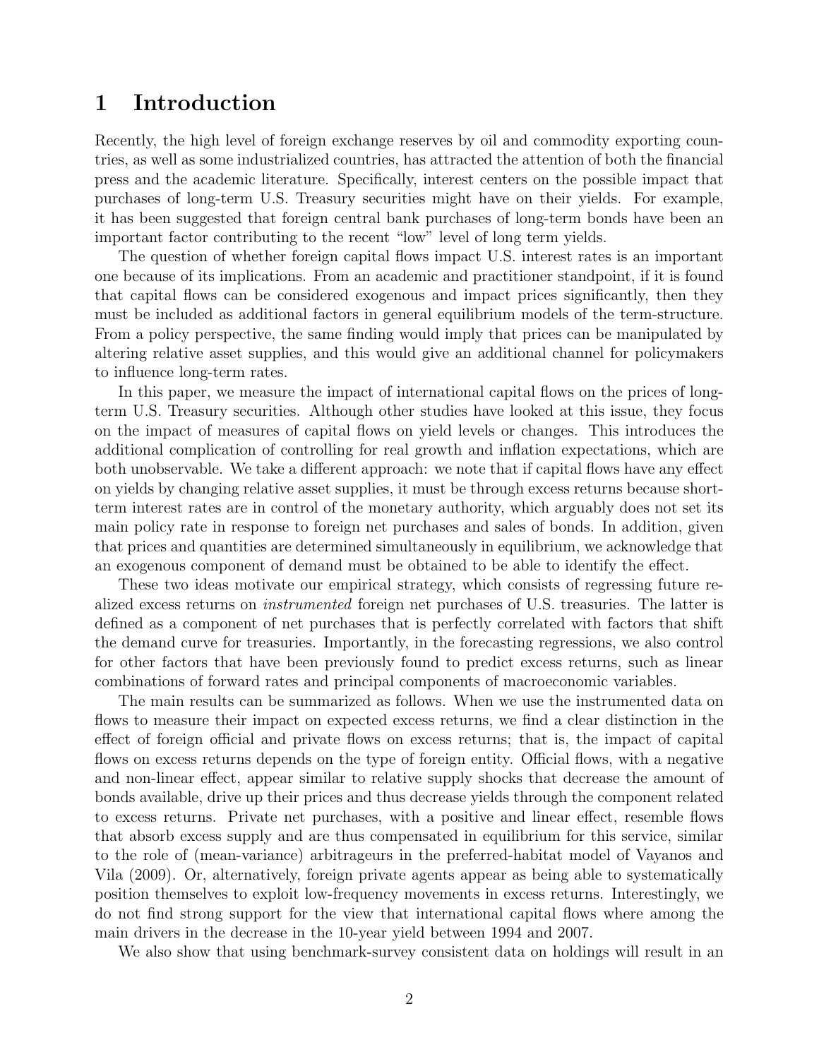# 1 Introduction

Recently, the high level of foreign exchange reserves by oil and commodity exporting countries, as well as some industrialized countries, has attracted the attention of both the financial press and the academic literature. Specifically, interest centers on the possible impact that purchases of long-term U.S. Treasury securities might have on their yields. For example, it has been suggested that foreign central bank purchases of long-term bonds have been an important factor contributing to the recent "low" level of long term yields.

The question of whether foreign capital flows impact U.S. interest rates is an important one because of its implications. From an academic and practitioner standpoint, if it is found that capital flows can be considered exogenous and impact prices significantly, then they must be included as additional factors in general equilibrium models of the term-structure. From a policy perspective, the same finding would imply that prices can be manipulated by altering relative asset supplies, and this would give an additional channel for policymakers to influence long-term rates.

In this paper, we measure the impact of international capital flows on the prices of long-term U.S. Treasury securities. Although other studies have looked at this issue, they focus on the impact of measures of capital flows on yield levels or changes. This introduces the additional complication of controlling for real growth and inflation expectations, which are both unobservable. We take a different approach: we note that if capital flows have any effect on yields by changing relative asset supplies, it must be through excess returns because short-term interest rates are in control of the monetary authority, which arguably does not set its main policy rate in response to foreign net purchases and sales of bonds. In addition, given that prices and quantities are determined simultaneously in equilibrium, we acknowledge that an exogenous component of demand must be obtained to be able to identify the effect.

These two ideas motivate our empirical strategy, which consists of regressing future realized excess returns on *instrumented* foreign net purchases of U.S. treasuries. The latter is defined as a component of net purchases that is perfectly correlated with factors that shift the demand curve for treasuries. Importantly, in the forecasting regressions, we also control for other factors that have been previously found to predict excess returns, such as linear combinations of forward rates and principal components of macroeconomic variables.

The main results can be summarized as follows. When we use the instrumented data on flows to measure their impact on expected excess returns, we find a clear distinction in the effect of foreign official and private flows on excess returns; that is, the impact of capital flows on excess returns depends on the type of foreign entity. Official flows, with a negative and non-linear effect, appear similar to relative supply shocks that decrease the amount of bonds available, drive up their prices and thus decrease yields through the component related to excess returns. Private net purchases, with a positive and linear effect, resemble flows that absorb excess supply and are thus compensated in equilibrium for this service, similar to the role of (mean-variance) arbitrageurs in the preferred-habitat model of Vayanos and Vila (2009). Or, alternatively, foreign private agents appear as being able to systematically position themselves to exploit low-frequency movements in excess returns. Interestingly, we do not find strong support for the view that international capital flows where among the main drivers in the decrease in the 10-year yield between 1994 and 2007.

We also show that using benchmark-survey consistent data on holdings will result in an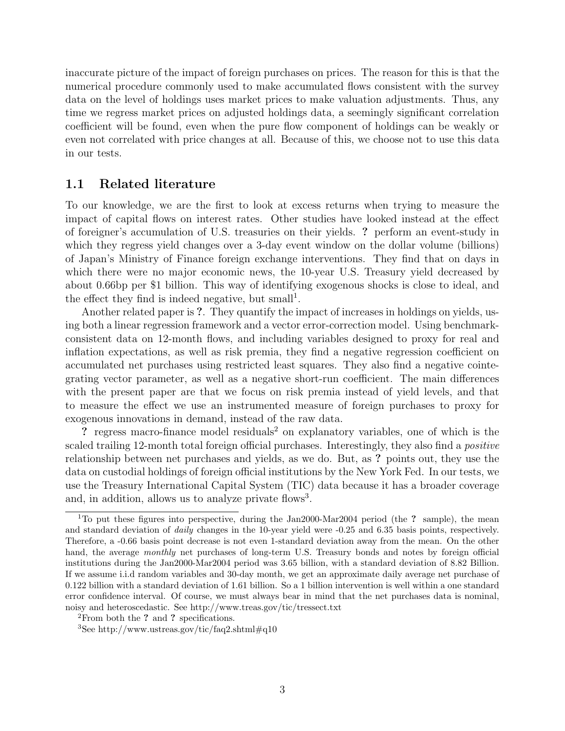inaccurate picture of the impact of foreign purchases on prices. The reason for this is that the numerical procedure commonly used to make accumulated flows consistent with the survey data on the level of holdings uses market prices to make valuation adjustments. Thus, any time we regress market prices on adjusted holdings data, a seemingly significant correlation coefficient will be found, even when the pure flow component of holdings can be weakly or even not correlated with price changes at all. Because of this, we choose not to use this data in our tests.

## 1.1 Related literature

To our knowledge, we are the first to look at excess returns when trying to measure the impact of capital flows on interest rates. Other studies have looked instead at the effect of foreigner's accumulation of U.S. treasuries on their yields. **?** perform an event-study in which they regress yield changes over a 3-day event window on the dollar volume (billions) of Japan's Ministry of Finance foreign exchange interventions. They find that on days in which there were no major economic news, the 10-year U.S. Treasury yield decreased by about 0.66bp per $1 billion. This way of identifying exogenous shocks is close to ideal, and the effect they find is indeed negative, but small[1].

Another related paper is **?**. They quantify the impact of increases in holdings on yields, using both a linear regression framework and a vector error-correction model. Using benchmark-consistent data on 12-month flows, and including variables designed to proxy for real and inflation expectations, as well as risk premia, they find a negative regression coefficient on accumulated net purchases using restricted least squares. They also find a negative cointegrating vector parameter, as well as a negative short-run coefficient. The main differences with the present paper are that we focus on risk premia instead of yield levels, and that to measure the effect we use an instrumented measure of foreign purchases to proxy for exogenous innovations in demand, instead of the raw data.

**?** regress macro-finance model residuals[2] on explanatory variables, one of which is the scaled trailing 12-month total foreign official purchases. Interestingly, they also find a *positive* relationship between net purchases and yields, as we do. But, as **?** points out, they use the data on custodial holdings of foreign official institutions by the New York Fed. In our tests, we use the Treasury International Capital System (TIC) data because it has a broader coverage and, in addition, allows us to analyze private flows[3].

---

[1] To put these figures into perspective, during the Jan2000-Mar2004 period (the **?** sample), the mean and standard deviation of *daily* changes in the 10-year yield were -0.25 and 6.35 basis points, respectively. Therefore, a -0.66 basis point decrease is not even 1-standard deviation away from the mean. On the other hand, the average *monthly* net purchases of long-term U.S. Treasury bonds and notes by foreign official institutions during the Jan2000-Mar2004 period was 3.65 billion, with a standard deviation of 8.82 Billion. If we assume i.i.d random variables and 30-day month, we get an approximate daily average net purchase of 0.122 billion with a standard deviation of 1.61 billion. So a 1 billion intervention is well within a one standard error confidence interval. Of course, we must always bear in mind that the net purchases data is nominal, noisy and heteroscedastic. See http://www.treas.gov/tic/tressect.txt

[2] From both the **?** and **?** specifications.

[3] See http://www.ustreas.gov/tic/faq2.shtml#q10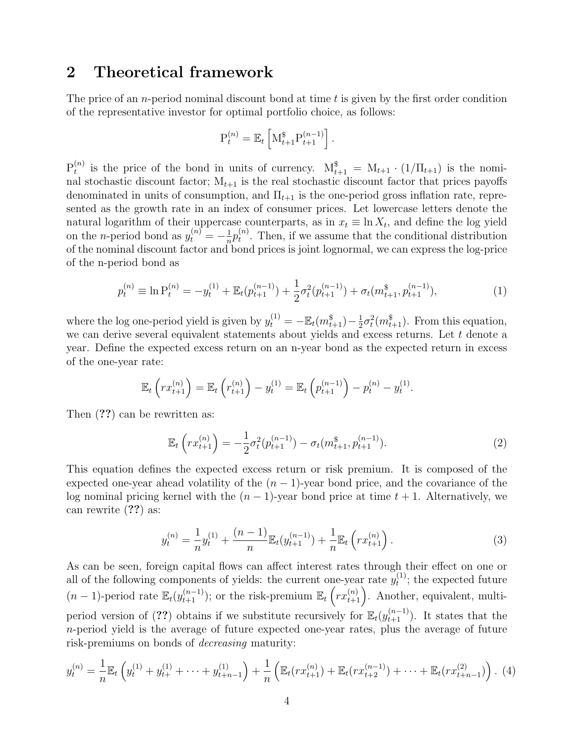## 2 Theoretical framework

The price of an $n$-period nominal discount bond at time $t$ is given by the first order condition of the representative investor for optimal portfolio choice, as follows:

$$\mathrm{P}_t^{(n)} = \mathbb{E}_t \left[ \mathrm{M}_{t+1}^{\$} \mathrm{P}_{t+1}^{(n-1)} \right].$$

$\mathrm{P}_t^{(n)}$ is the price of the bond in units of currency. $\mathrm{M}_{t+1}^{\$} = \mathrm{M}_{t+1} \cdot (1/\Pi_{t+1})$ is the nominal stochastic discount factor; $\mathrm{M}_{t+1}$ is the real stochastic discount factor that prices payoffs denominated in units of consumption, and $\Pi_{t+1}$ is the one-period gross inflation rate, represented as the growth rate in an index of consumer prices. Let lowercase letters denote the natural logarithm of their uppercase counterparts, as in $x_t \equiv \ln X_t$, and define the log yield on the $n$-period bond as $y_t^{(n)} = -\frac{1}{n} p_t^{(n)}$. Then, if we assume that the conditional distribution of the nominal discount factor and bond prices is joint lognormal, we can express the log-price of the n-period bond as

$$p_t^{(n)} \equiv \ln \mathrm{P}_t^{(n)} = -y_t^{(1)} + \mathbb{E}_t(p_{t+1}^{(n-1)}) + \frac{1}{2}\sigma_t^2(p_{t+1}^{(n-1)}) + \sigma_t(m_{t+1}^{\$}, p_{t+1}^{(n-1)}), \tag{1}$$

where the log one-period yield is given by $y_t^{(1)} = -\mathbb{E}_t(m_{t+1}^{\$}) - \frac{1}{2}\sigma_t^2(m_{t+1}^{\$})$. From this equation, we can derive several equivalent statements about yields and excess returns. Let $t$ denote a year. Define the expected excess return on an n-year bond as the expected return in excess of the one-year rate:

$$\mathbb{E}_t \left( rx_{t+1}^{(n)} \right) = \mathbb{E}_t \left( r_{t+1}^{(n)} \right) - y_t^{(1)} = \mathbb{E}_t \left( p_{t+1}^{(n-1)} \right) - p_t^{(n)} - y_t^{(1)}.$$

Then (**??**) can be rewritten as:

$$\mathbb{E}_t \left( rx_{t+1}^{(n)} \right) = -\frac{1}{2}\sigma_t^2(p_{t+1}^{(n-1)}) - \sigma_t(m_{t+1}^{\$}, p_{t+1}^{(n-1)}). \tag{2}$$

This equation defines the expected excess return or risk premium. It is composed of the expected one-year ahead volatility of the $(n-1)$-year bond price, and the covariance of the log nominal pricing kernel with the $(n-1)$-year bond price at time $t+1$. Alternatively, we can rewrite (**??**) as:

$$y_t^{(n)} = \frac{1}{n} y_t^{(1)} + \frac{(n-1)}{n} \mathbb{E}_t(y_{t+1}^{(n-1)}) + \frac{1}{n} \mathbb{E}_t \left( rx_{t+1}^{(n)} \right). \tag{3}$$

As can be seen, foreign capital flows can affect interest rates through their effect on one or all of the following components of yields: the current one-year rate $y_t^{(1)}$; the expected future $(n-1)$-period rate $\mathbb{E}_t(y_{t+1}^{(n-1)})$; or the risk-premium $\mathbb{E}_t \left( rx_{t+1}^{(n)} \right)$. Another, equivalent, multi-period version of (**??**) obtains if we substitute recursively for $\mathbb{E}_t(y_{t+1}^{(n-1)})$. It states that the $n$-period yield is the average of future expected one-year rates, plus the average of future risk-premiums on bonds of *decreasing* maturity:

$$y_t^{(n)} = \frac{1}{n} \mathbb{E}_t \left( y_t^{(1)} + y_{t+}^{(1)} + \cdots + y_{t+n-1}^{(1)} \right) + \frac{1}{n} \left( \mathbb{E}_t(rx_{t+1}^{(n)}) + \mathbb{E}_t(rx_{t+2}^{(n-1)}) + \cdots + \mathbb{E}_t(rx_{t+n-1}^{(2)}) \right). \tag{4}$$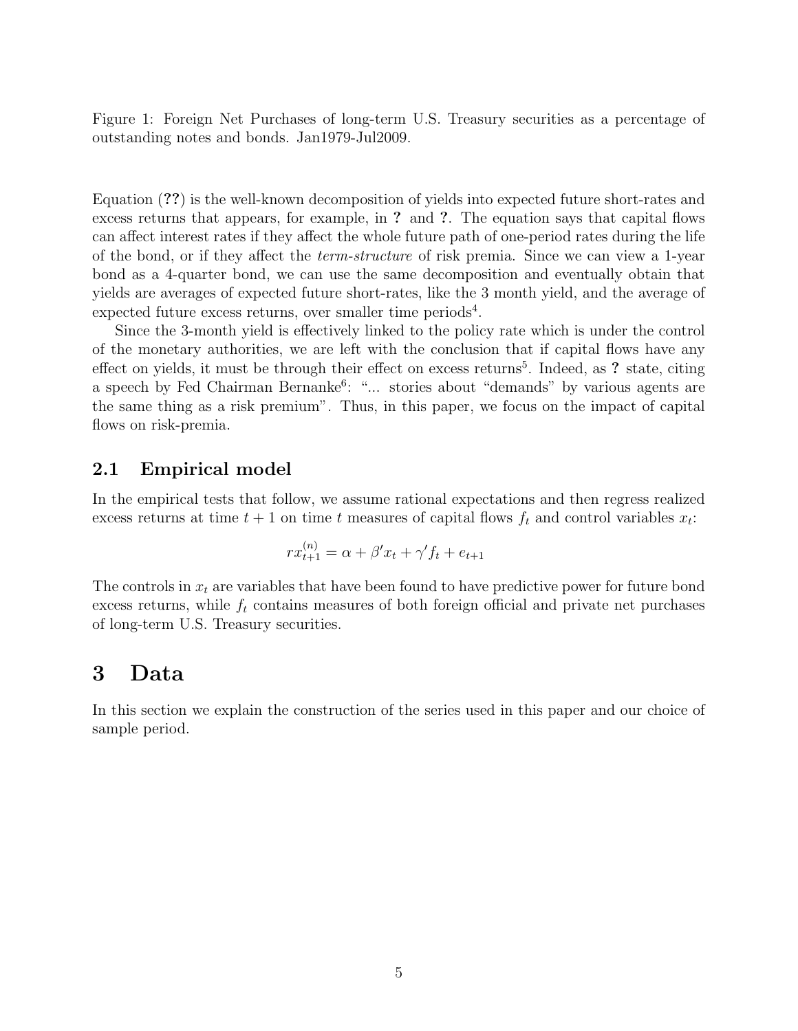Figure 1: Foreign Net Purchases of long-term U.S. Treasury securities as a percentage of outstanding notes and bonds. Jan1979-Jul2009.

Equation (**??**) is the well-known decomposition of yields into expected future short-rates and excess returns that appears, for example, in **?** and **?**. The equation says that capital flows can affect interest rates if they affect the whole future path of one-period rates during the life of the bond, or if they affect the *term-structure* of risk premia. Since we can view a 1-year bond as a 4-quarter bond, we can use the same decomposition and eventually obtain that yields are averages of expected future short-rates, like the 3 month yield, and the average of expected future excess returns, over smaller time periods[4].

Since the 3-month yield is effectively linked to the policy rate which is under the control of the monetary authorities, we are left with the conclusion that if capital flows have any effect on yields, it must be through their effect on excess returns[5]. Indeed, as **?** state, citing a speech by Fed Chairman Bernanke[6]: "... stories about "demands" by various agents are the same thing as a risk premium". Thus, in this paper, we focus on the impact of capital flows on risk-premia.

## 2.1 Empirical model

In the empirical tests that follow, we assume rational expectations and then regress realized excess returns at time $t+1$ on time $t$ measures of capital flows $f_t$ and control variables $x_t$:

$$rx_{t+1}^{(n)} = \alpha + \beta' x_t + \gamma' f_t + e_{t+1}$$

The controls in $x_t$ are variables that have been found to have predictive power for future bond excess returns, while $f_t$ contains measures of both foreign official and private net purchases of long-term U.S. Treasury securities.

# 3 Data

In this section we explain the construction of the series used in this paper and our choice of sample period.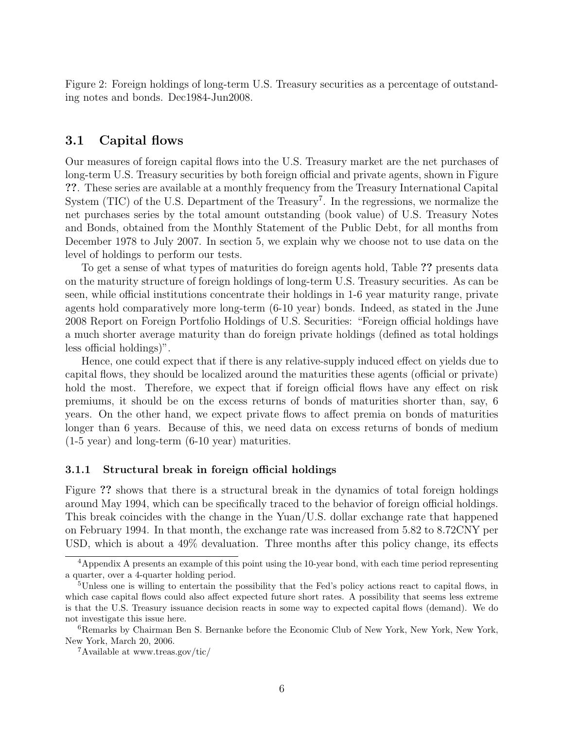Figure 2: Foreign holdings of long-term U.S. Treasury securities as a percentage of outstanding notes and bonds. Dec1984-Jun2008.

## 3.1 Capital flows

Our measures of foreign capital flows into the U.S. Treasury market are the net purchases of long-term U.S. Treasury securities by both foreign official and private agents, shown in Figure **??**. These series are available at a monthly frequency from the Treasury International Capital System (TIC) of the U.S. Department of the Treasury[7]. In the regressions, we normalize the net purchases series by the total amount outstanding (book value) of U.S. Treasury Notes and Bonds, obtained from the Monthly Statement of the Public Debt, for all months from December 1978 to July 2007. In section 5, we explain why we choose not to use data on the level of holdings to perform our tests.

To get a sense of what types of maturities do foreign agents hold, Table **??** presents data on the maturity structure of foreign holdings of long-term U.S. Treasury securities. As can be seen, while official institutions concentrate their holdings in 1-6 year maturity range, private agents hold comparatively more long-term (6-10 year) bonds. Indeed, as stated in the June 2008 Report on Foreign Portfolio Holdings of U.S. Securities: "Foreign official holdings have a much shorter average maturity than do foreign private holdings (defined as total holdings less official holdings)".

Hence, one could expect that if there is any relative-supply induced effect on yields due to capital flows, they should be localized around the maturities these agents (official or private) hold the most. Therefore, we expect that if foreign official flows have any effect on risk premiums, it should be on the excess returns of bonds of maturities shorter than, say, 6 years. On the other hand, we expect private flows to affect premia on bonds of maturities longer than 6 years. Because of this, we need data on excess returns of bonds of medium (1-5 year) and long-term (6-10 year) maturities.

### 3.1.1 Structural break in foreign official holdings

Figure **??** shows that there is a structural break in the dynamics of total foreign holdings around May 1994, which can be specifically traced to the behavior of foreign official holdings. This break coincides with the change in the Yuan/U.S. dollar exchange rate that happened on February 1994. In that month, the exchange rate was increased from 5.82 to 8.72CNY per USD, which is about a 49% devaluation. Three months after this policy change, its effects

---

[4] Appendix A presents an example of this point using the 10-year bond, with each time period representing a quarter, over a 4-quarter holding period.

[5] Unless one is willing to entertain the possibility that the Fed's policy actions react to capital flows, in which case capital flows could also affect expected future short rates. A possibility that seems less extreme is that the U.S. Treasury issuance decision reacts in some way to expected capital flows (demand). We do not investigate this issue here.

[6] Remarks by Chairman Ben S. Bernanke before the Economic Club of New York, New York, New York, New York, March 20, 2006.

[7] Available at www.treas.gov/tic/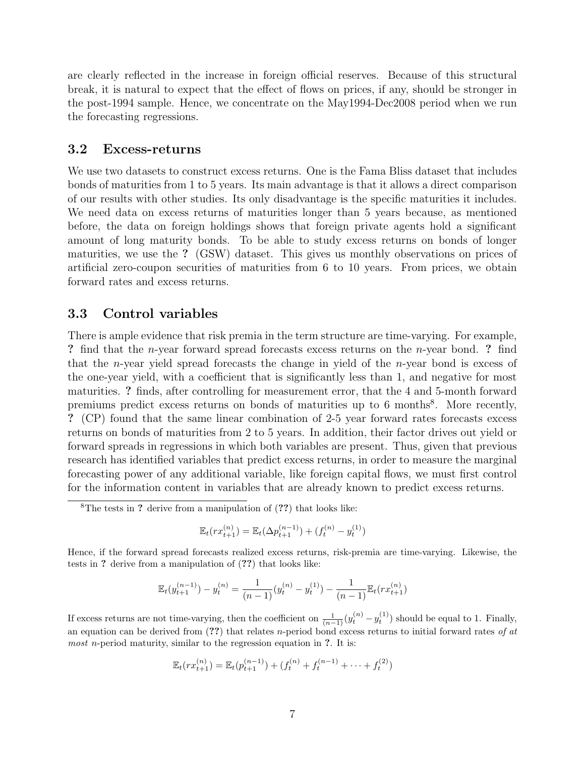are clearly reflected in the increase in foreign official reserves. Because of this structural break, it is natural to expect that the effect of flows on prices, if any, should be stronger in the post-1994 sample. Hence, we concentrate on the May1994-Dec2008 period when we run the forecasting regressions.

## 3.2 Excess-returns

We use two datasets to construct excess returns. One is the Fama Bliss dataset that includes bonds of maturities from 1 to 5 years. Its main advantage is that it allows a direct comparison of our results with other studies. Its only disadvantage is the specific maturities it includes. We need data on excess returns of maturities longer than 5 years because, as mentioned before, the data on foreign holdings shows that foreign private agents hold a significant amount of long maturity bonds. To be able to study excess returns on bonds of longer maturities, we use the **?** (GSW) dataset. This gives us monthly observations on prices of artificial zero-coupon securities of maturities from 6 to 10 years. From prices, we obtain forward rates and excess returns.

## 3.3 Control variables

There is ample evidence that risk premia in the term structure are time-varying. For example, **?** find that the $n$-year forward spread forecasts excess returns on the $n$-year bond. **?** find that the $n$-year yield spread forecasts the change in yield of the $n$-year bond is excess of the one-year yield, with a coefficient that is significantly less than 1, and negative for most maturities. **?** finds, after controlling for measurement error, that the 4 and 5-month forward premiums predict excess returns on bonds of maturities up to 6 months[8]. More recently, **?** (CP) found that the same linear combination of 2-5 year forward rates forecasts excess returns on bonds of maturities from 2 to 5 years. In addition, their factor drives out yield or forward spreads in regressions in which both variables are present. Thus, given that previous research has identified variables that predict excess returns, in order to measure the marginal forecasting power of any additional variable, like foreign capital flows, we must first control for the information content in variables that are already known to predict excess returns.

---

[8] The tests in **?** derive from a manipulation of (**??**) that looks like:

$$\mathbb{E}_t(rx_{t+1}^{(n)}) = \mathbb{E}_t(\Delta p_{t+1}^{(n-1)}) + (f_t^{(n)} - y_t^{(1)})$$

Hence, if the forward spread forecasts realized excess returns, risk-premia are time-varying. Likewise, the tests in **?** derive from a manipulation of (**??**) that looks like:

$$\mathbb{E}_t(y_{t+1}^{(n-1)}) - y_t^{(n)} = \frac{1}{(n-1)}(y_t^{(n)} - y_t^{(1)}) - \frac{1}{(n-1)}\mathbb{E}_t(rx_{t+1}^{(n)})$$

If excess returns are not time-varying, then the coefficient on $\frac{1}{(n-1)}(y_t^{(n)} - y_t^{(1)})$ should be equal to 1. Finally, an equation can be derived from (**??**) that relates $n$-period bond excess returns to initial forward rates *of at most* $n$-period maturity, similar to the regression equation in **?**. It is:

$$\mathbb{E}_t(rx_{t+1}^{(n)}) = \mathbb{E}_t(p_{t+1}^{(n-1)}) + (f_t^{(n)} + f_t^{(n-1)} + \cdots + f_t^{(2)})$$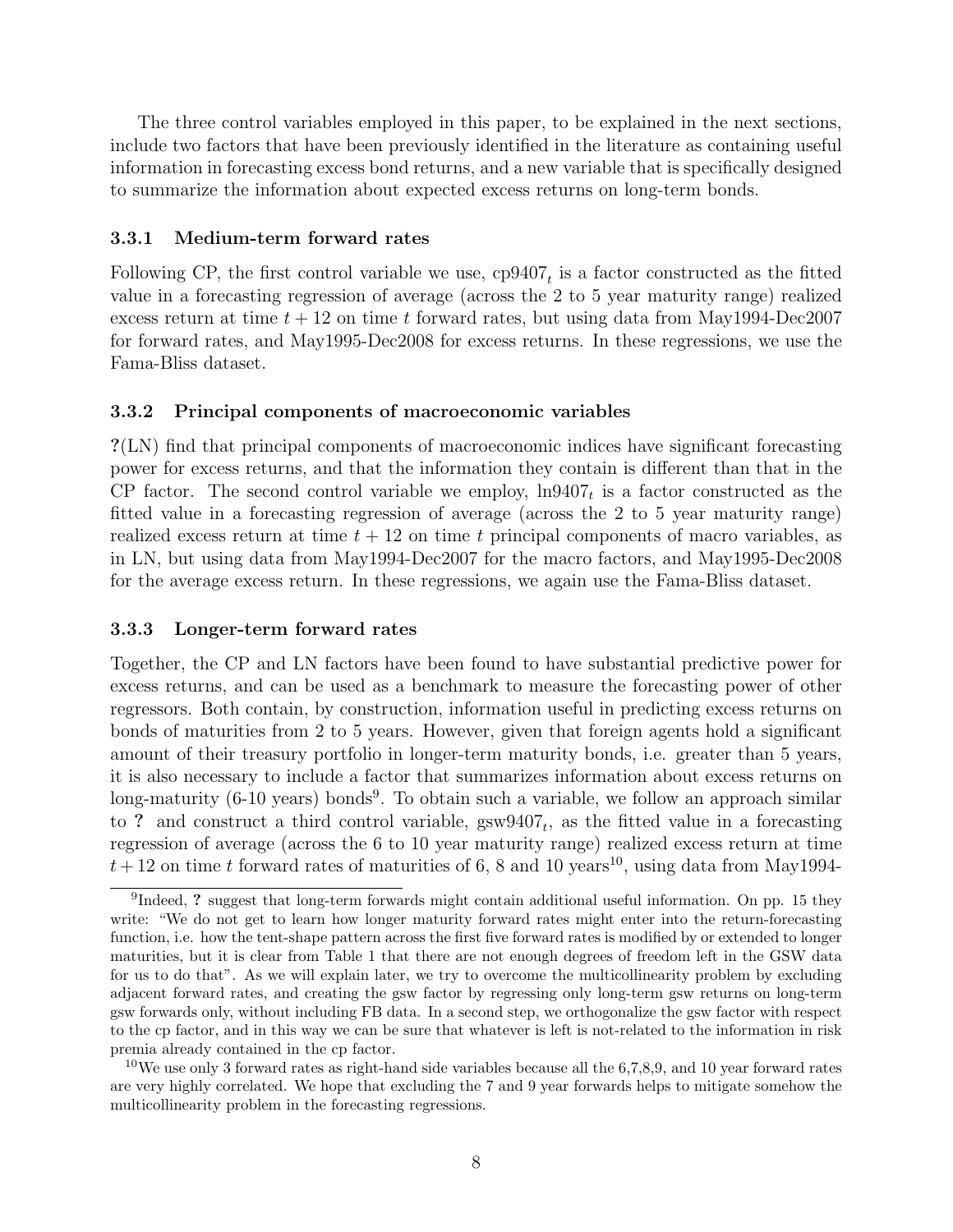The three control variables employed in this paper, to be explained in the next sections, include two factors that have been previously identified in the literature as containing useful information in forecasting excess bond returns, and a new variable that is specifically designed to summarize the information about expected excess returns on long-term bonds.

### 3.3.1 Medium-term forward rates

Following CP, the first control variable we use, $\text{cp}9407_t$ is a factor constructed as the fitted value in a forecasting regression of average (across the 2 to 5 year maturity range) realized excess return at time $t+12$ on time $t$ forward rates, but using data from May1994-Dec2007 for forward rates, and May1995-Dec2008 for excess returns. In these regressions, we use the Fama-Bliss dataset.

### 3.3.2 Principal components of macroeconomic variables

**?**(LN) find that principal components of macroeconomic indices have significant forecasting power for excess returns, and that the information they contain is different than that in the CP factor. The second control variable we employ, $\text{ln}9407_t$ is a factor constructed as the fitted value in a forecasting regression of average (across the 2 to 5 year maturity range) realized excess return at time $t+12$ on time $t$ principal components of macro variables, as in LN, but using data from May1994-Dec2007 for the macro factors, and May1995-Dec2008 for the average excess return. In these regressions, we again use the Fama-Bliss dataset.

### 3.3.3 Longer-term forward rates

Together, the CP and LN factors have been found to have substantial predictive power for excess returns, and can be used as a benchmark to measure the forecasting power of other regressors. Both contain, by construction, information useful in predicting excess returns on bonds of maturities from 2 to 5 years. However, given that foreign agents hold a significant amount of their treasury portfolio in longer-term maturity bonds, i.e. greater than 5 years, it is also necessary to include a factor that summarizes information about excess returns on long-maturity (6-10 years) bonds[9]. To obtain such a variable, we follow an approach similar to **?** and construct a third control variable, $\text{gsw}9407_t$, as the fitted value in a forecasting regression of average (across the 6 to 10 year maturity range) realized excess return at time $t+12$ on time $t$ forward rates of maturities of 6, 8 and 10 years[10], using data from May1994-

[9] Indeed, **?** suggest that long-term forwards might contain additional useful information. On pp. 15 they write: "We do not get to learn how longer maturity forward rates might enter into the return-forecasting function, i.e. how the tent-shape pattern across the first five forward rates is modified by or extended to longer maturities, but it is clear from Table 1 that there are not enough degrees of freedom left in the GSW data for us to do that". As we will explain later, we try to overcome the multicollinearity problem by excluding adjacent forward rates, and creating the gsw factor by regressing only long-term gsw returns on long-term gsw forwards only, without including FB data. In a second step, we orthogonalize the gsw factor with respect to the cp factor, and in this way we can be sure that whatever is left is not-related to the information in risk premia already contained in the cp factor.

[10] We use only 3 forward rates as right-hand side variables because all the 6,7,8,9, and 10 year forward rates are very highly correlated. We hope that excluding the 7 and 9 year forwards helps to mitigate somehow the multicollinearity problem in the forecasting regressions.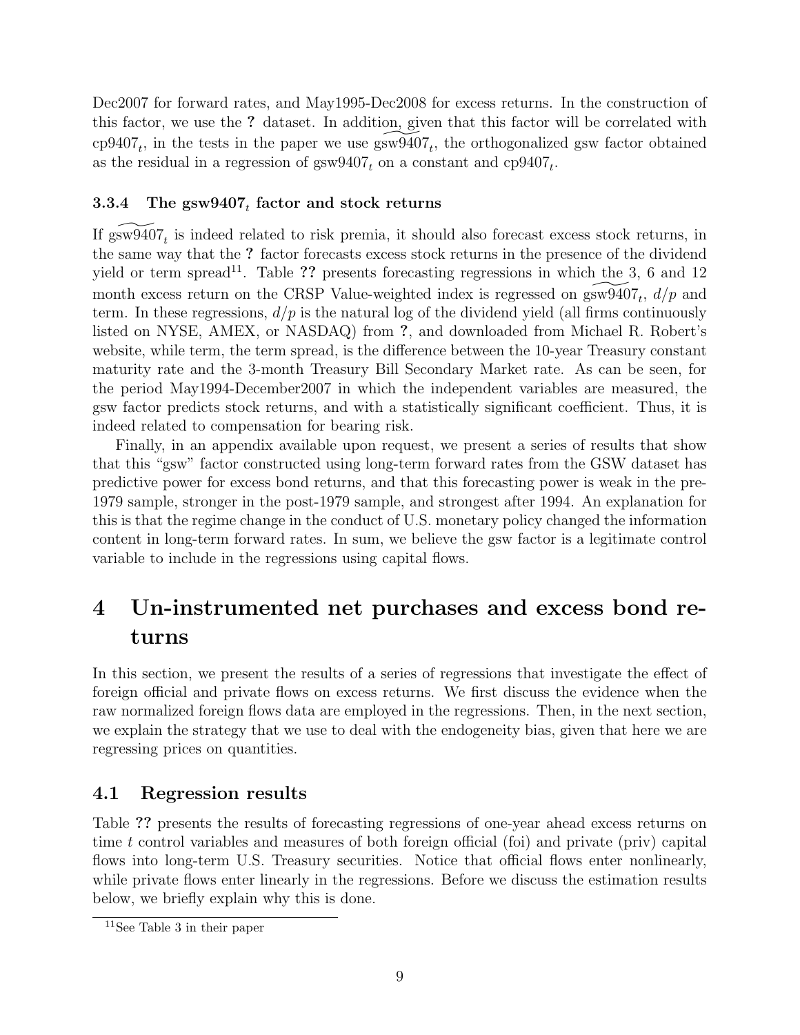Dec2007 for forward rates, and May1995-Dec2008 for excess returns. In the construction of this factor, we use the **?** dataset. In addition, given that this factor will be correlated with $\text{cp9407}_t$, in the tests in the paper we use $\widetilde{\text{gsw9407}}_t$, the orthogonalized gsw factor obtained as the residual in a regression of $\text{gsw9407}_t$ on a constant and $\text{cp9407}_t$.

### 3.3.4 The $\text{gsw9407}_t$ factor and stock returns

If $\widetilde{\text{gsw9407}}_t$ is indeed related to risk premia, it should also forecast excess stock returns, in the same way that the **?** factor forecasts excess stock returns in the presence of the dividend yield or term spread[11]. Table **??** presents forecasting regressions in which the 3, 6 and 12 month excess return on the CRSP Value-weighted index is regressed on $\widetilde{\text{gsw9407}}_t$, $d/p$ and term. In these regressions, $d/p$ is the natural log of the dividend yield (all firms continuously listed on NYSE, AMEX, or NASDAQ) from **?**, and downloaded from Michael R. Robert's website, while term, the term spread, is the difference between the 10-year Treasury constant maturity rate and the 3-month Treasury Bill Secondary Market rate. As can be seen, for the period May1994-December2007 in which the independent variables are measured, the gsw factor predicts stock returns, and with a statistically significant coefficient. Thus, it is indeed related to compensation for bearing risk.

Finally, in an appendix available upon request, we present a series of results that show that this "gsw" factor constructed using long-term forward rates from the GSW dataset has predictive power for excess bond returns, and that this forecasting power is weak in the pre-1979 sample, stronger in the post-1979 sample, and strongest after 1994. An explanation for this is that the regime change in the conduct of U.S. monetary policy changed the information content in long-term forward rates. In sum, we believe the gsw factor is a legitimate control variable to include in the regressions using capital flows.

# 4 Un-instrumented net purchases and excess bond returns

In this section, we present the results of a series of regressions that investigate the effect of foreign official and private flows on excess returns. We first discuss the evidence when the raw normalized foreign flows data are employed in the regressions. Then, in the next section, we explain the strategy that we use to deal with the endogeneity bias, given that here we are regressing prices on quantities.

## 4.1 Regression results

Table **??** presents the results of forecasting regressions of one-year ahead excess returns on time $t$ control variables and measures of both foreign official (foi) and private (priv) capital flows into long-term U.S. Treasury securities. Notice that official flows enter nonlinearly, while private flows enter linearly in the regressions. Before we discuss the estimation results below, we briefly explain why this is done.

[11] See Table 3 in their paper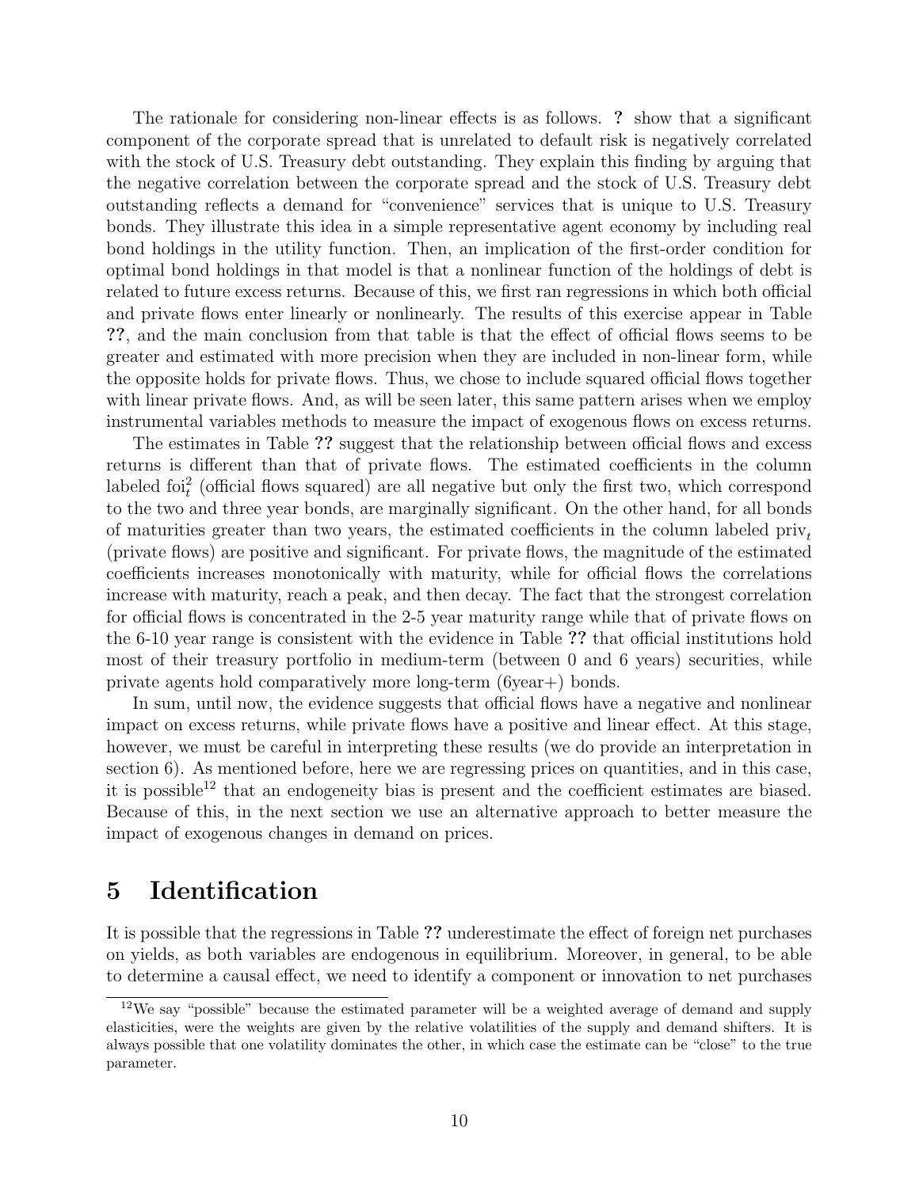The rationale for considering non-linear effects is as follows. **?** show that a significant component of the corporate spread that is unrelated to default risk is negatively correlated with the stock of U.S. Treasury debt outstanding. They explain this finding by arguing that the negative correlation between the corporate spread and the stock of U.S. Treasury debt outstanding reflects a demand for "convenience" services that is unique to U.S. Treasury bonds. They illustrate this idea in a simple representative agent economy by including real bond holdings in the utility function. Then, an implication of the first-order condition for optimal bond holdings in that model is that a nonlinear function of the holdings of debt is related to future excess returns. Because of this, we first ran regressions in which both official and private flows enter linearly or nonlinearly. The results of this exercise appear in Table **??**, and the main conclusion from that table is that the effect of official flows seems to be greater and estimated with more precision when they are included in non-linear form, while the opposite holds for private flows. Thus, we chose to include squared official flows together with linear private flows. And, as will be seen later, this same pattern arises when we employ instrumental variables methods to measure the impact of exogenous flows on excess returns.

The estimates in Table **??** suggest that the relationship between official flows and excess returns is different than that of private flows. The estimated coefficients in the column labeled $\text{foi}_t^2$ (official flows squared) are all negative but only the first two, which correspond to the two and three year bonds, are marginally significant. On the other hand, for all bonds of maturities greater than two years, the estimated coefficients in the column labeled $\text{priv}_t$ (private flows) are positive and significant. For private flows, the magnitude of the estimated coefficients increases monotonically with maturity, while for official flows the correlations increase with maturity, reach a peak, and then decay. The fact that the strongest correlation for official flows is concentrated in the 2-5 year maturity range while that of private flows on the 6-10 year range is consistent with the evidence in Table **??** that official institutions hold most of their treasury portfolio in medium-term (between 0 and 6 years) securities, while private agents hold comparatively more long-term (6year+) bonds.

In sum, until now, the evidence suggests that official flows have a negative and nonlinear impact on excess returns, while private flows have a positive and linear effect. At this stage, however, we must be careful in interpreting these results (we do provide an interpretation in section 6). As mentioned before, here we are regressing prices on quantities, and in this case, it is possible[12] that an endogeneity bias is present and the coefficient estimates are biased. Because of this, in the next section we use an alternative approach to better measure the impact of exogenous changes in demand on prices.

# 5 Identification

It is possible that the regressions in Table **??** underestimate the effect of foreign net purchases on yields, as both variables are endogenous in equilibrium. Moreover, in general, to be able to determine a causal effect, we need to identify a component or innovation to net purchases

[12] We say "possible" because the estimated parameter will be a weighted average of demand and supply elasticities, were the weights are given by the relative volatilities of the supply and demand shifters. It is always possible that one volatility dominates the other, in which case the estimate can be "close" to the true parameter.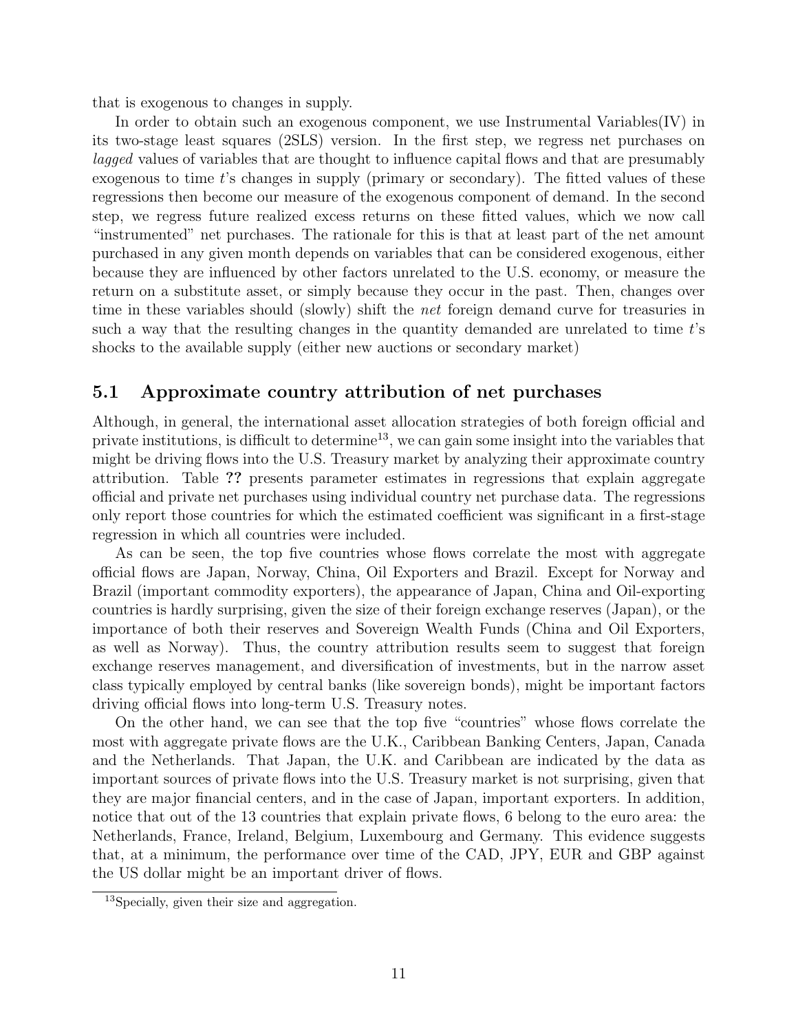that is exogenous to changes in supply.

In order to obtain such an exogenous component, we use Instrumental Variables(IV) in its two-stage least squares (2SLS) version. In the first step, we regress net purchases on *lagged* values of variables that are thought to influence capital flows and that are presumably exogenous to time $t$'s changes in supply (primary or secondary). The fitted values of these regressions then become our measure of the exogenous component of demand. In the second step, we regress future realized excess returns on these fitted values, which we now call "instrumented" net purchases. The rationale for this is that at least part of the net amount purchased in any given month depends on variables that can be considered exogenous, either because they are influenced by other factors unrelated to the U.S. economy, or measure the return on a substitute asset, or simply because they occur in the past. Then, changes over time in these variables should (slowly) shift the *net* foreign demand curve for treasuries in such a way that the resulting changes in the quantity demanded are unrelated to time $t$'s shocks to the available supply (either new auctions or secondary market)

## 5.1 Approximate country attribution of net purchases

Although, in general, the international asset allocation strategies of both foreign official and private institutions, is difficult to determine[13], we can gain some insight into the variables that might be driving flows into the U.S. Treasury market by analyzing their approximate country attribution. Table **??** presents parameter estimates in regressions that explain aggregate official and private net purchases using individual country net purchase data. The regressions only report those countries for which the estimated coefficient was significant in a first-stage regression in which all countries were included.

As can be seen, the top five countries whose flows correlate the most with aggregate official flows are Japan, Norway, China, Oil Exporters and Brazil. Except for Norway and Brazil (important commodity exporters), the appearance of Japan, China and Oil-exporting countries is hardly surprising, given the size of their foreign exchange reserves (Japan), or the importance of both their reserves and Sovereign Wealth Funds (China and Oil Exporters, as well as Norway). Thus, the country attribution results seem to suggest that foreign exchange reserves management, and diversification of investments, but in the narrow asset class typically employed by central banks (like sovereign bonds), might be important factors driving official flows into long-term U.S. Treasury notes.

On the other hand, we can see that the top five "countries" whose flows correlate the most with aggregate private flows are the U.K., Caribbean Banking Centers, Japan, Canada and the Netherlands. That Japan, the U.K. and Caribbean are indicated by the data as important sources of private flows into the U.S. Treasury market is not surprising, given that they are major financial centers, and in the case of Japan, important exporters. In addition, notice that out of the 13 countries that explain private flows, 6 belong to the euro area: the Netherlands, France, Ireland, Belgium, Luxembourg and Germany. This evidence suggests that, at a minimum, the performance over time of the CAD, JPY, EUR and GBP against the US dollar might be an important driver of flows.

[13] Specially, given their size and aggregation.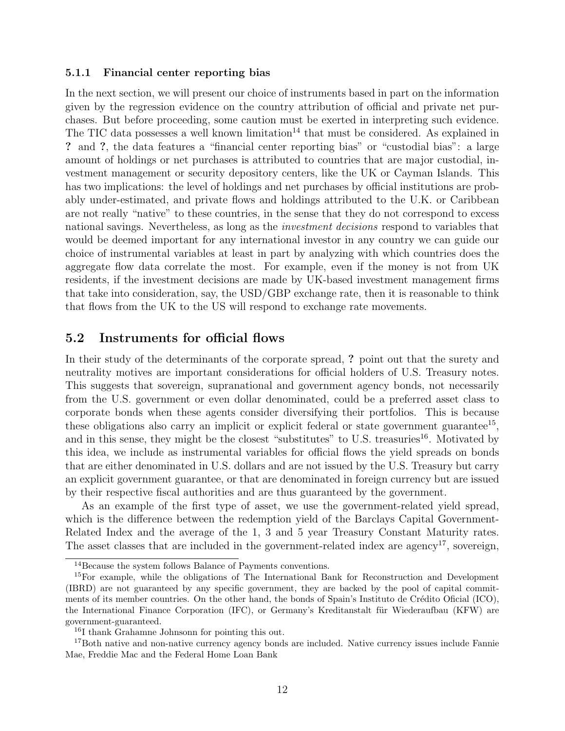### 5.1.1 Financial center reporting bias

In the next section, we will present our choice of instruments based in part on the information given by the regression evidence on the country attribution of official and private net purchases. But before proceeding, some caution must be exerted in interpreting such evidence. The TIC data possesses a well known limitation[14] that must be considered. As explained in **?** and **?**, the data features a "financial center reporting bias" or "custodial bias": a large amount of holdings or net purchases is attributed to countries that are major custodial, investment management or security depository centers, like the UK or Cayman Islands. This has two implications: the level of holdings and net purchases by official institutions are probably under-estimated, and private flows and holdings attributed to the U.K. or Caribbean are not really "native" to these countries, in the sense that they do not correspond to excess national savings. Nevertheless, as long as the *investment decisions* respond to variables that would be deemed important for any international investor in any country we can guide our choice of instrumental variables at least in part by analyzing with which countries does the aggregate flow data correlate the most. For example, even if the money is not from UK residents, if the investment decisions are made by UK-based investment management firms that take into consideration, say, the USD/GBP exchange rate, then it is reasonable to think that flows from the UK to the US will respond to exchange rate movements.

## 5.2 Instruments for official flows

In their study of the determinants of the corporate spread, **?** point out that the surety and neutrality motives are important considerations for official holders of U.S. Treasury notes. This suggests that sovereign, supranational and government agency bonds, not necessarily from the U.S. government or even dollar denominated, could be a preferred asset class to corporate bonds when these agents consider diversifying their portfolios. This is because these obligations also carry an implicit or explicit federal or state government guarantee[15], and in this sense, they might be the closest "substitutes" to U.S. treasuries[16]. Motivated by this idea, we include as instrumental variables for official flows the yield spreads on bonds that are either denominated in U.S. dollars and are not issued by the U.S. Treasury but carry an explicit government guarantee, or that are denominated in foreign currency but are issued by their respective fiscal authorities and are thus guaranteed by the government.

As an example of the first type of asset, we use the government-related yield spread, which is the difference between the redemption yield of the Barclays Capital Government-Related Index and the average of the 1, 3 and 5 year Treasury Constant Maturity rates. The asset classes that are included in the government-related index are agency[17], sovereign,

[14] Because the system follows Balance of Payments conventions.

[15] For example, while the obligations of The International Bank for Reconstruction and Development (IBRD) are not guaranteed by any specific government, they are backed by the pool of capital commitments of its member countries. On the other hand, the bonds of Spain's Instituto de Crédito Oficial (ICO), the International Finance Corporation (IFC), or Germany's Kreditanstalt für Wiederaufbau (KFW) are government-guaranteed.

[16] I thank Grahamne Johnsonn for pointing this out.

[17] Both native and non-native currency agency bonds are included. Native currency issues include Fannie Mae, Freddie Mac and the Federal Home Loan Bank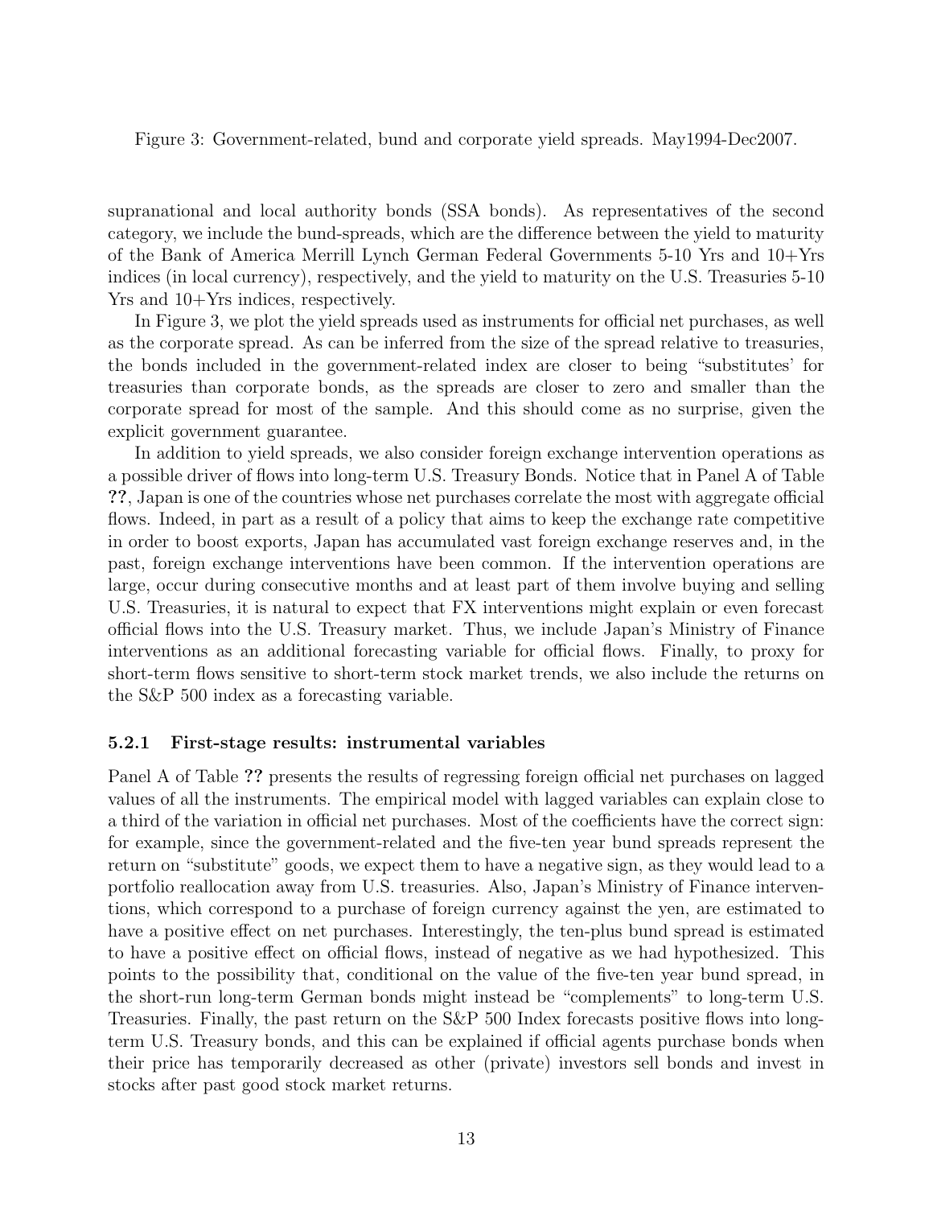Figure 3: Government-related, bund and corporate yield spreads. May1994-Dec2007.

supranational and local authority bonds (SSA bonds). As representatives of the second category, we include the bund-spreads, which are the difference between the yield to maturity of the Bank of America Merrill Lynch German Federal Governments 5-10 Yrs and 10+Yrs indices (in local currency), respectively, and the yield to maturity on the U.S. Treasuries 5-10 Yrs and 10+Yrs indices, respectively.

In Figure 3, we plot the yield spreads used as instruments for official net purchases, as well as the corporate spread. As can be inferred from the size of the spread relative to treasuries, the bonds included in the government-related index are closer to being "substitutes' for treasuries than corporate bonds, as the spreads are closer to zero and smaller than the corporate spread for most of the sample. And this should come as no surprise, given the explicit government guarantee.

In addition to yield spreads, we also consider foreign exchange intervention operations as a possible driver of flows into long-term U.S. Treasury Bonds. Notice that in Panel A of Table **??**, Japan is one of the countries whose net purchases correlate the most with aggregate official flows. Indeed, in part as a result of a policy that aims to keep the exchange rate competitive in order to boost exports, Japan has accumulated vast foreign exchange reserves and, in the past, foreign exchange interventions have been common. If the intervention operations are large, occur during consecutive months and at least part of them involve buying and selling U.S. Treasuries, it is natural to expect that FX interventions might explain or even forecast official flows into the U.S. Treasury market. Thus, we include Japan's Ministry of Finance interventions as an additional forecasting variable for official flows. Finally, to proxy for short-term flows sensitive to short-term stock market trends, we also include the returns on the S&P 500 index as a forecasting variable.

### 5.2.1 First-stage results: instrumental variables

Panel A of Table **??** presents the results of regressing foreign official net purchases on lagged values of all the instruments. The empirical model with lagged variables can explain close to a third of the variation in official net purchases. Most of the coefficients have the correct sign: for example, since the government-related and the five-ten year bund spreads represent the return on "substitute" goods, we expect them to have a negative sign, as they would lead to a portfolio reallocation away from U.S. treasuries. Also, Japan's Ministry of Finance interventions, which correspond to a purchase of foreign currency against the yen, are estimated to have a positive effect on net purchases. Interestingly, the ten-plus bund spread is estimated to have a positive effect on official flows, instead of negative as we had hypothesized. This points to the possibility that, conditional on the value of the five-ten year bund spread, in the short-run long-term German bonds might instead be "complements" to long-term U.S. Treasuries. Finally, the past return on the S&P 500 Index forecasts positive flows into long-term U.S. Treasury bonds, and this can be explained if official agents purchase bonds when their price has temporarily decreased as other (private) investors sell bonds and invest in stocks after past good stock market returns.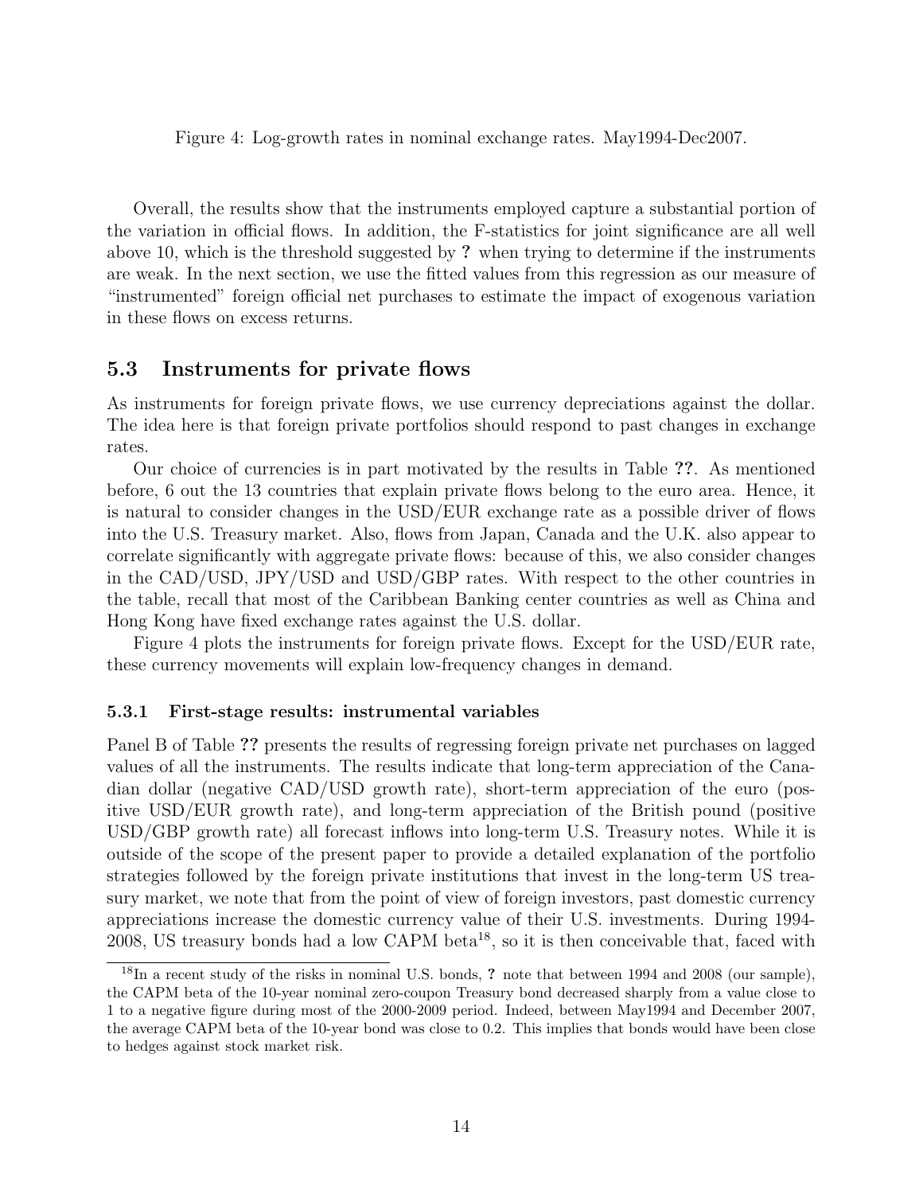Figure 4: Log-growth rates in nominal exchange rates. May1994-Dec2007.

Overall, the results show that the instruments employed capture a substantial portion of the variation in official flows. In addition, the F-statistics for joint significance are all well above 10, which is the threshold suggested by **?** when trying to determine if the instruments are weak. In the next section, we use the fitted values from this regression as our measure of "instrumented" foreign official net purchases to estimate the impact of exogenous variation in these flows on excess returns.

## 5.3 Instruments for private flows

As instruments for foreign private flows, we use currency depreciations against the dollar. The idea here is that foreign private portfolios should respond to past changes in exchange rates.

Our choice of currencies is in part motivated by the results in Table **??**. As mentioned before, 6 out the 13 countries that explain private flows belong to the euro area. Hence, it is natural to consider changes in the USD/EUR exchange rate as a possible driver of flows into the U.S. Treasury market. Also, flows from Japan, Canada and the U.K. also appear to correlate significantly with aggregate private flows: because of this, we also consider changes in the CAD/USD, JPY/USD and USD/GBP rates. With respect to the other countries in the table, recall that most of the Caribbean Banking center countries as well as China and Hong Kong have fixed exchange rates against the U.S. dollar.

Figure 4 plots the instruments for foreign private flows. Except for the USD/EUR rate, these currency movements will explain low-frequency changes in demand.

### 5.3.1 First-stage results: instrumental variables

Panel B of Table **??** presents the results of regressing foreign private net purchases on lagged values of all the instruments. The results indicate that long-term appreciation of the Canadian dollar (negative CAD/USD growth rate), short-term appreciation of the euro (positive USD/EUR growth rate), and long-term appreciation of the British pound (positive USD/GBP growth rate) all forecast inflows into long-term U.S. Treasury notes. While it is outside of the scope of the present paper to provide a detailed explanation of the portfolio strategies followed by the foreign private institutions that invest in the long-term US treasury market, we note that from the point of view of foreign investors, past domestic currency appreciations increase the domestic currency value of their U.S. investments. During 1994-2008, US treasury bonds had a low CAPM beta[18], so it is then conceivable that, faced with

[18] In a recent study of the risks in nominal U.S. bonds, **?** note that between 1994 and 2008 (our sample), the CAPM beta of the 10-year nominal zero-coupon Treasury bond decreased sharply from a value close to 1 to a negative figure during most of the 2000-2009 period. Indeed, between May1994 and December 2007, the average CAPM beta of the 10-year bond was close to 0.2. This implies that bonds would have been close to hedges against stock market risk.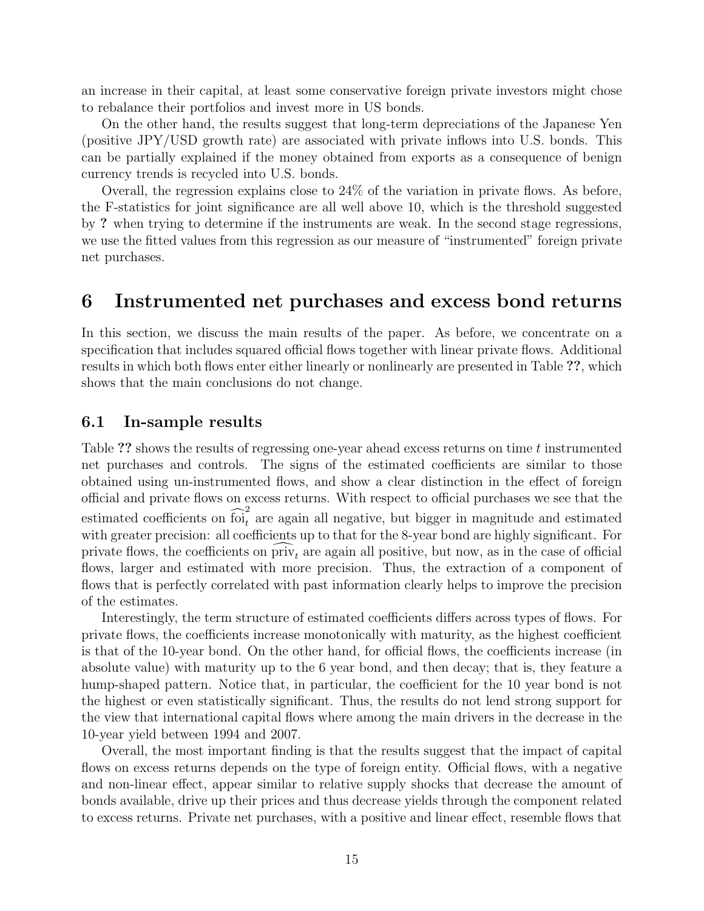an increase in their capital, at least some conservative foreign private investors might chose to rebalance their portfolios and invest more in US bonds.

On the other hand, the results suggest that long-term depreciations of the Japanese Yen (positive JPY/USD growth rate) are associated with private inflows into U.S. bonds. This can be partially explained if the money obtained from exports as a consequence of benign currency trends is recycled into U.S. bonds.

Overall, the regression explains close to 24% of the variation in private flows. As before, the F-statistics for joint significance are all well above 10, which is the threshold suggested by **?** when trying to determine if the instruments are weak. In the second stage regressions, we use the fitted values from this regression as our measure of "instrumented" foreign private net purchases.

# 6 Instrumented net purchases and excess bond returns

In this section, we discuss the main results of the paper. As before, we concentrate on a specification that includes squared official flows together with linear private flows. Additional results in which both flows enter either linearly or nonlinearly are presented in Table **??**, which shows that the main conclusions do not change.

## 6.1 In-sample results

Table **??** shows the results of regressing one-year ahead excess returns on time $t$ instrumented net purchases and controls. The signs of the estimated coefficients are similar to those obtained using un-instrumented flows, and show a clear distinction in the effect of foreign official and private flows on excess returns. With respect to official purchases we see that the estimated coefficients on $\widehat{\text{foi}}_t^2$ are again all negative, but bigger in magnitude and estimated with greater precision: all coefficients up to that for the 8-year bond are highly significant. For private flows, the coefficients on $\widehat{\text{priv}}_t$ are again all positive, but now, as in the case of official flows, larger and estimated with more precision. Thus, the extraction of a component of flows that is perfectly correlated with past information clearly helps to improve the precision of the estimates.

Interestingly, the term structure of estimated coefficients differs across types of flows. For private flows, the coefficients increase monotonically with maturity, as the highest coefficient is that of the 10-year bond. On the other hand, for official flows, the coefficients increase (in absolute value) with maturity up to the 6 year bond, and then decay; that is, they feature a hump-shaped pattern. Notice that, in particular, the coefficient for the 10 year bond is not the highest or even statistically significant. Thus, the results do not lend strong support for the view that international capital flows where among the main drivers in the decrease in the 10-year yield between 1994 and 2007.

Overall, the most important finding is that the results suggest that the impact of capital flows on excess returns depends on the type of foreign entity. Official flows, with a negative and non-linear effect, appear similar to relative supply shocks that decrease the amount of bonds available, drive up their prices and thus decrease yields through the component related to excess returns. Private net purchases, with a positive and linear effect, resemble flows that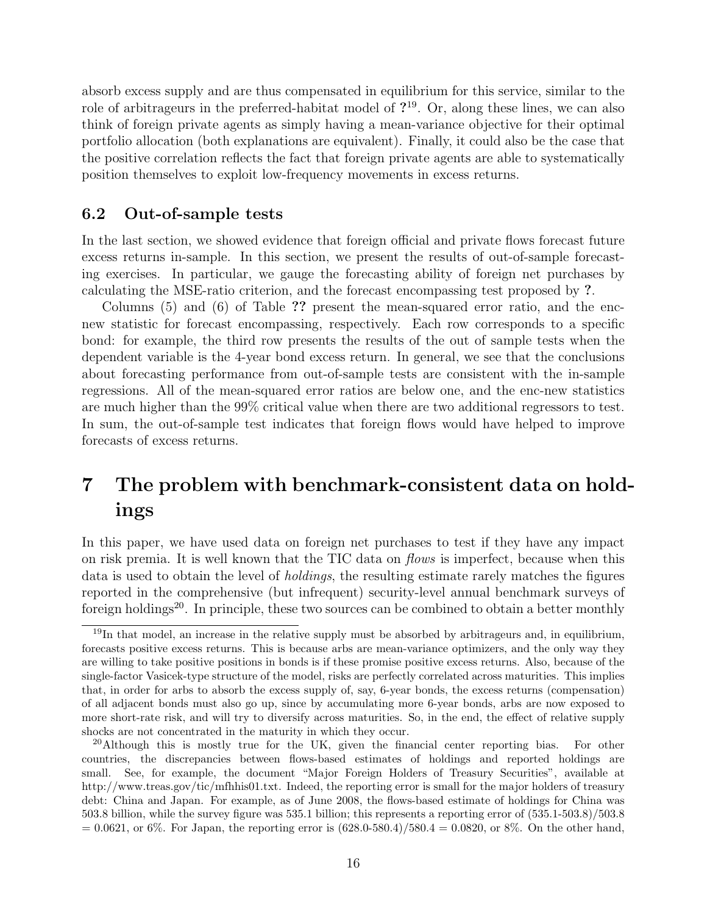absorb excess supply and are thus compensated in equilibrium for this service, similar to the role of arbitrageurs in the preferred-habitat model of **?**[19]. Or, along these lines, we can also think of foreign private agents as simply having a mean-variance objective for their optimal portfolio allocation (both explanations are equivalent). Finally, it could also be the case that the positive correlation reflects the fact that foreign private agents are able to systematically position themselves to exploit low-frequency movements in excess returns.

## 6.2 Out-of-sample tests

In the last section, we showed evidence that foreign official and private flows forecast future excess returns in-sample. In this section, we present the results of out-of-sample forecasting exercises. In particular, we gauge the forecasting ability of foreign net purchases by calculating the MSE-ratio criterion, and the forecast encompassing test proposed by **?**.

Columns (5) and (6) of Table **??** present the mean-squared error ratio, and the enc-new statistic for forecast encompassing, respectively. Each row corresponds to a specific bond: for example, the third row presents the results of the out of sample tests when the dependent variable is the 4-year bond excess return. In general, we see that the conclusions about forecasting performance from out-of-sample tests are consistent with the in-sample regressions. All of the mean-squared error ratios are below one, and the enc-new statistics are much higher than the 99% critical value when there are two additional regressors to test. In sum, the out-of-sample test indicates that foreign flows would have helped to improve forecasts of excess returns.

# 7 The problem with benchmark-consistent data on holdings

In this paper, we have used data on foreign net purchases to test if they have any impact on risk premia. It is well known that the TIC data on *flows* is imperfect, because when this data is used to obtain the level of *holdings*, the resulting estimate rarely matches the figures reported in the comprehensive (but infrequent) security-level annual benchmark surveys of foreign holdings[20]. In principle, these two sources can be combined to obtain a better monthly

[19] In that model, an increase in the relative supply must be absorbed by arbitrageurs and, in equilibrium, forecasts positive excess returns. This is because arbs are mean-variance optimizers, and the only way they are willing to take positive positions in bonds is if these promise positive excess returns. Also, because of the single-factor Vasicek-type structure of the model, risks are perfectly correlated across maturities. This implies that, in order for arbs to absorb the excess supply of, say, 6-year bonds, the excess returns (compensation) of all adjacent bonds must also go up, since by accumulating more 6-year bonds, arbs are now exposed to more short-rate risk, and will try to diversify across maturities. So, in the end, the effect of relative supply shocks are not concentrated in the maturity in which they occur.

[20] Although this is mostly true for the UK, given the financial center reporting bias. For other countries, the discrepancies between flows-based estimates of holdings and reported holdings are small. See, for example, the document "Major Foreign Holders of Treasury Securities", available at http://www.treas.gov/tic/mfhhis01.txt. Indeed, the reporting error is small for the major holders of treasury debt: China and Japan. For example, as of June 2008, the flows-based estimate of holdings for China was 503.8 billion, while the survey figure was 535.1 billion; this represents a reporting error of (535.1-503.8)/503.8 = 0.0621, or 6%. For Japan, the reporting error is (628.0-580.4)/580.4 = 0.0820, or 8%. On the other hand,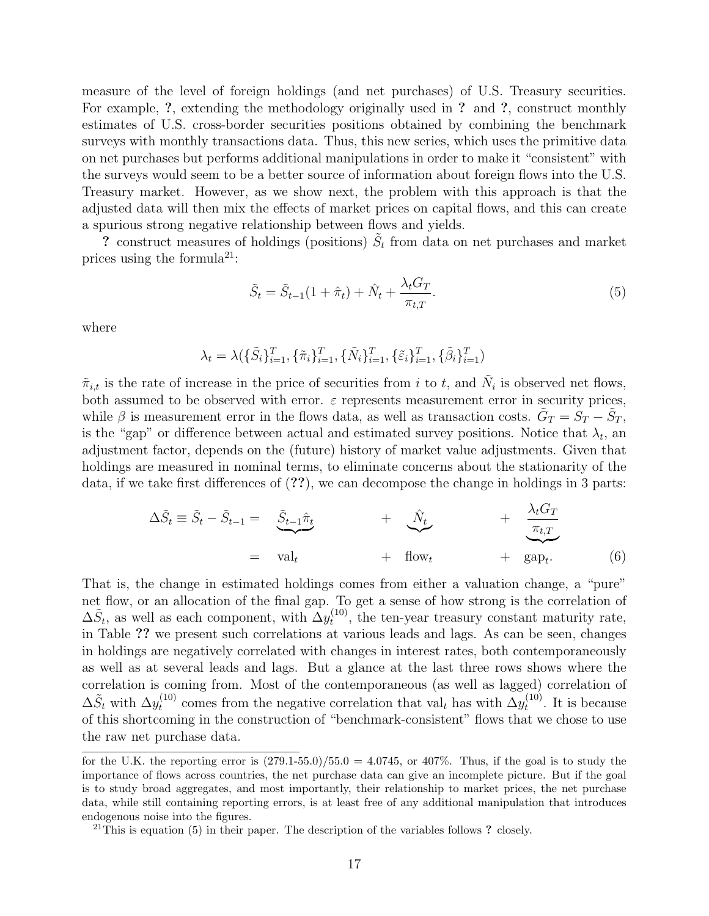measure of the level of foreign holdings (and net purchases) of U.S. Treasury securities. For example, **?**, extending the methodology originally used in **?** and **?**, construct monthly estimates of U.S. cross-border securities positions obtained by combining the benchmark surveys with monthly transactions data. Thus, this new series, which uses the primitive data on net purchases but performs additional manipulations in order to make it "consistent" with the surveys would seem to be a better source of information about foreign flows into the U.S. Treasury market. However, as we show next, the problem with this approach is that the adjusted data will then mix the effects of market prices on capital flows, and this can create a spurious strong negative relationship between flows and yields.

**?** construct measures of holdings (positions) $\tilde{S}_t$ from data on net purchases and market prices using the formula[21]:

$$\tilde{S}_t = \tilde{S}_{t-1}(1+\hat{\pi}_t) + \hat{N}_t + \frac{\lambda_t G_T}{\pi_{t,T}}. \tag{5}$$

where

$$\lambda_t = \lambda(\{\tilde{S}_i\}_{i=1}^T, \{\tilde{\pi}_i\}_{i=1}^T, \{\tilde{N}_i\}_{i=1}^T, \{\tilde{\varepsilon}_i\}_{i=1}^T, \{\tilde{\beta}_i\}_{i=1}^T)$$

$\tilde{\pi}_{i,t}$ is the rate of increase in the price of securities from $i$ to $t$, and $\tilde{N}_i$ is observed net flows, both assumed to be observed with error. $\varepsilon$ represents measurement error in security prices, while $\beta$ is measurement error in the flows data, as well as transaction costs. $\tilde{G}_T = S_T - \tilde{S}_T$, is the "gap" or difference between actual and estimated survey positions. Notice that $\lambda_t$, an adjustment factor, depends on the (future) history of market value adjustments. Given that holdings are measured in nominal terms, to eliminate concerns about the stationarity of the data, if we take first differences of (**??**), we can decompose the change in holdings in 3 parts:

$$\begin{aligned}\Delta\tilde{S}_t \equiv \tilde{S}_t - \tilde{S}_{t-1} &= \underbrace{\tilde{S}_{t-1}\hat{\pi}_t} + \underbrace{\hat{N}_t} + \underbrace{\frac{\lambda_t G_T}{\pi_{t,T}}} \\ &= \text{val}_t + \text{flow}_t + \text{gap}_t.\end{aligned} \tag{6}$$

That is, the change in estimated holdings comes from either a valuation change, a "pure" net flow, or an allocation of the final gap. To get a sense of how strong is the correlation of $\Delta\tilde{S}_t$, as well as each component, with $\Delta y_t^{(10)}$, the ten-year treasury constant maturity rate, in Table **??** we present such correlations at various leads and lags. As can be seen, changes in holdings are negatively correlated with changes in interest rates, both contemporaneously as well as at several leads and lags. But a glance at the last three rows shows where the correlation is coming from. Most of the contemporaneous (as well as lagged) correlation of $\Delta\tilde{S}_t$ with $\Delta y_t^{(10)}$ comes from the negative correlation that $\text{val}_t$ has with $\Delta y_t^{(10)}$. It is because of this shortcoming in the construction of "benchmark-consistent" flows that we chose to use the raw net purchase data.

---

for the U.K. the reporting error is (279.1-55.0)/55.0 = 4.0745, or 407%. Thus, if the goal is to study the importance of flows across countries, the net purchase data can give an incomplete picture. But if the goal is to study broad aggregates, and most importantly, their relationship to market prices, the net purchase data, while still containing reporting errors, is at least free of any additional manipulation that introduces endogenous noise into the figures.

[21] This is equation (5) in their paper. The description of the variables follows **?** closely.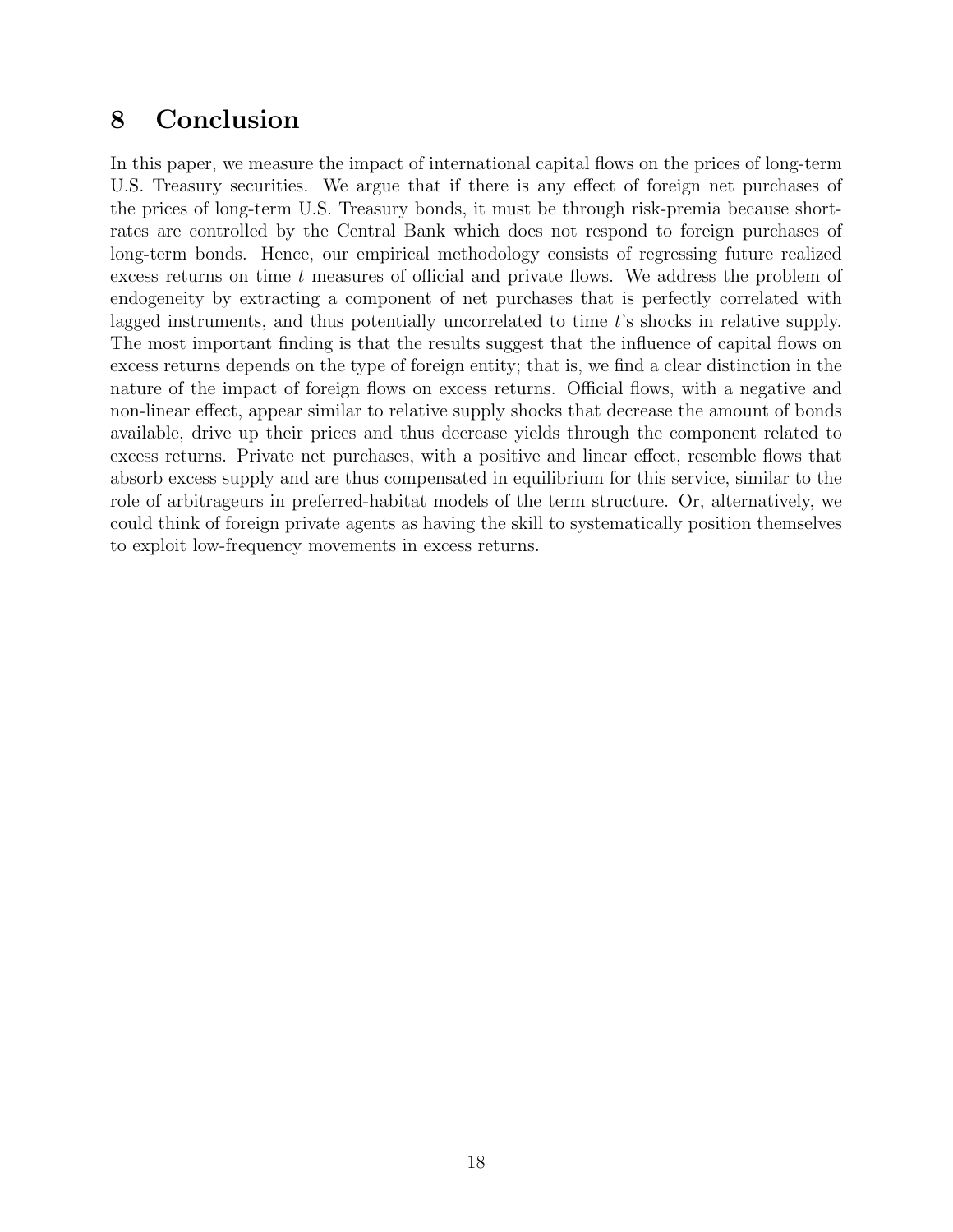# 8 Conclusion

In this paper, we measure the impact of international capital flows on the prices of long-term U.S. Treasury securities. We argue that if there is any effect of foreign net purchases of the prices of long-term U.S. Treasury bonds, it must be through risk-premia because short-rates are controlled by the Central Bank which does not respond to foreign purchases of long-term bonds. Hence, our empirical methodology consists of regressing future realized excess returns on time $t$ measures of official and private flows. We address the problem of endogeneity by extracting a component of net purchases that is perfectly correlated with lagged instruments, and thus potentially uncorrelated to time $t$'s shocks in relative supply. The most important finding is that the results suggest that the influence of capital flows on excess returns depends on the type of foreign entity; that is, we find a clear distinction in the nature of the impact of foreign flows on excess returns. Official flows, with a negative and non-linear effect, appear similar to relative supply shocks that decrease the amount of bonds available, drive up their prices and thus decrease yields through the component related to excess returns. Private net purchases, with a positive and linear effect, resemble flows that absorb excess supply and are thus compensated in equilibrium for this service, similar to the role of arbitrageurs in preferred-habitat models of the term structure. Or, alternatively, we could think of foreign private agents as having the skill to systematically position themselves to exploit low-frequency movements in excess returns.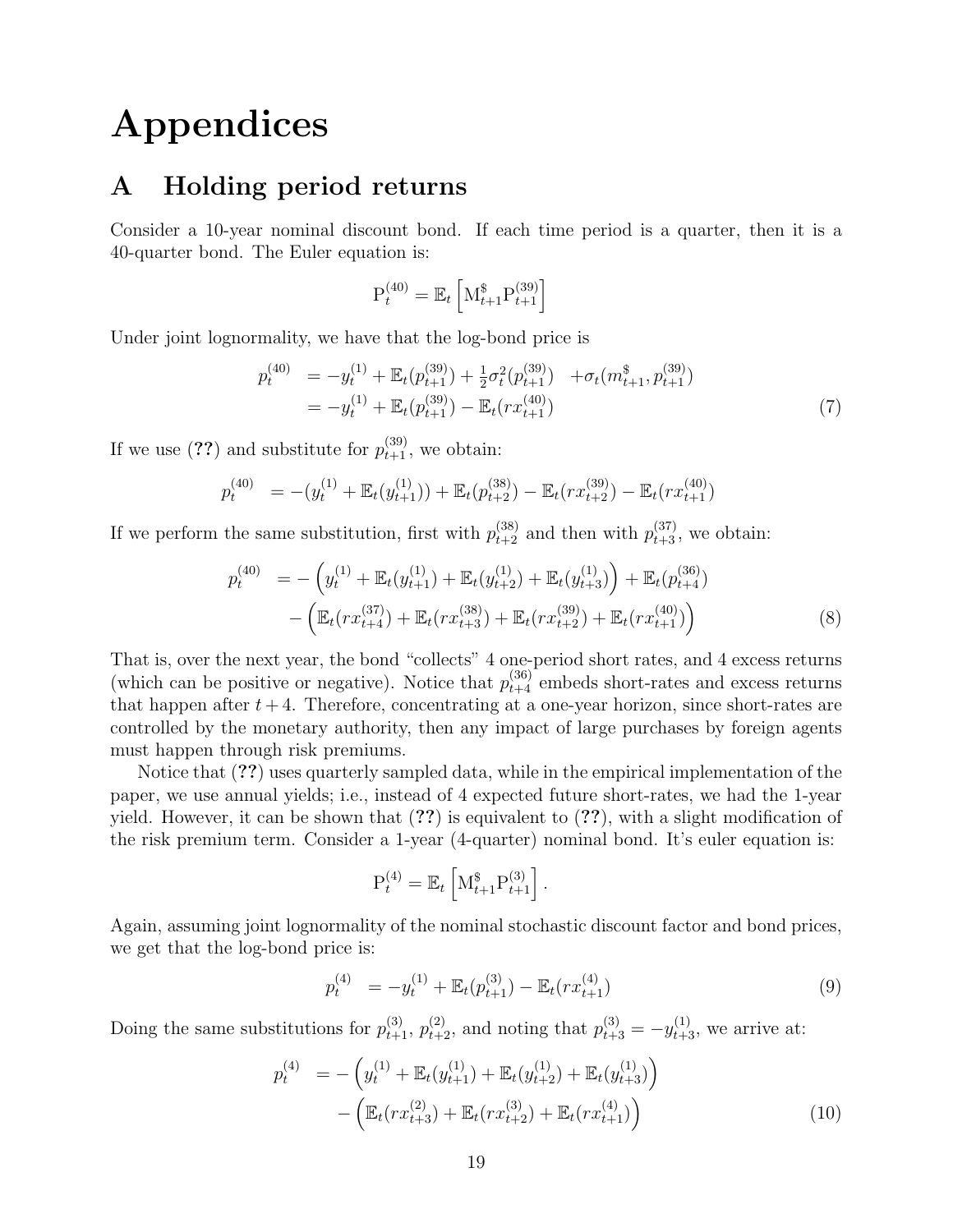# Appendices

## A Holding period returns

Consider a 10-year nominal discount bond. If each time period is a quarter, then it is a 40-quarter bond. The Euler equation is:

$$\mathrm{P}_t^{(40)} = \mathbb{E}_t \left[ \mathrm{M}_{t+1}^{\$} \mathrm{P}_{t+1}^{(39)} \right]$$

Under joint lognormality, we have that the log-bond price is

$$\begin{aligned} p_t^{(40)} &= -y_t^{(1)} + \mathbb{E}_t(p_{t+1}^{(39)}) + \tfrac{1}{2}\sigma_t^2(p_{t+1}^{(39)}) \quad + \sigma_t(m_{t+1}^{\$}, p_{t+1}^{(39)}) \\ &= -y_t^{(1)} + \mathbb{E}_t(p_{t+1}^{(39)}) - \mathbb{E}_t(rx_{t+1}^{(40)}) \end{aligned} \tag{7}$$

If we use (**??**) and substitute for $p_{t+1}^{(39)}$, we obtain:

$$p_t^{(40)} = -(y_t^{(1)} + \mathbb{E}_t(y_{t+1}^{(1)})) + \mathbb{E}_t(p_{t+2}^{(38)}) - \mathbb{E}_t(rx_{t+2}^{(39)}) - \mathbb{E}_t(rx_{t+1}^{(40)})$$

If we perform the same substitution, first with $p_{t+2}^{(38)}$ and then with $p_{t+3}^{(37)}$, we obtain:

$$\begin{aligned} p_t^{(40)} &= -\Big( y_t^{(1)} + \mathbb{E}_t(y_{t+1}^{(1)}) + \mathbb{E}_t(y_{t+2}^{(1)}) + \mathbb{E}_t(y_{t+3}^{(1)}) \Big) + \mathbb{E}_t(p_{t+4}^{(36)}) \\ &\quad - \Big( \mathbb{E}_t(rx_{t+4}^{(37)}) + \mathbb{E}_t(rx_{t+3}^{(38)}) + \mathbb{E}_t(rx_{t+2}^{(39)}) + \mathbb{E}_t(rx_{t+1}^{(40)}) \Big) \end{aligned} \tag{8}$$

That is, over the next year, the bond "collects" 4 one-period short rates, and 4 excess returns (which can be positive or negative). Notice that $p_{t+4}^{(36)}$ embeds short-rates and excess returns that happen after $t+4$. Therefore, concentrating at a one-year horizon, since short-rates are controlled by the monetary authority, then any impact of large purchases by foreign agents must happen through risk premiums.

Notice that (**??**) uses quarterly sampled data, while in the empirical implementation of the paper, we use annual yields; i.e., instead of 4 expected future short-rates, we had the 1-year yield. However, it can be shown that (**??**) is equivalent to (**??**), with a slight modification of the risk premium term. Consider a 1-year (4-quarter) nominal bond. It's euler equation is:

$$\mathrm{P}_t^{(4)} = \mathbb{E}_t \left[ \mathrm{M}_{t+1}^{\$} \mathrm{P}_{t+1}^{(3)} \right].$$

Again, assuming joint lognormality of the nominal stochastic discount factor and bond prices, we get that the log-bond price is:

$$p_t^{(4)} = -y_t^{(1)} + \mathbb{E}_t(p_{t+1}^{(3)}) - \mathbb{E}_t(rx_{t+1}^{(4)}) \tag{9}$$

Doing the same substitutions for $p_{t+1}^{(3)}$, $p_{t+2}^{(2)}$, and noting that $p_{t+3}^{(3)} = -y_{t+3}^{(1)}$, we arrive at:

$$\begin{aligned} p_t^{(4)} &= -\Big( y_t^{(1)} + \mathbb{E}_t(y_{t+1}^{(1)}) + \mathbb{E}_t(y_{t+2}^{(1)}) + \mathbb{E}_t(y_{t+3}^{(1)}) \Big) \\ &\quad - \Big( \mathbb{E}_t(rx_{t+3}^{(2)}) + \mathbb{E}_t(rx_{t+2}^{(3)}) + \mathbb{E}_t(rx_{t+1}^{(4)}) \Big) \end{aligned} \tag{10}$$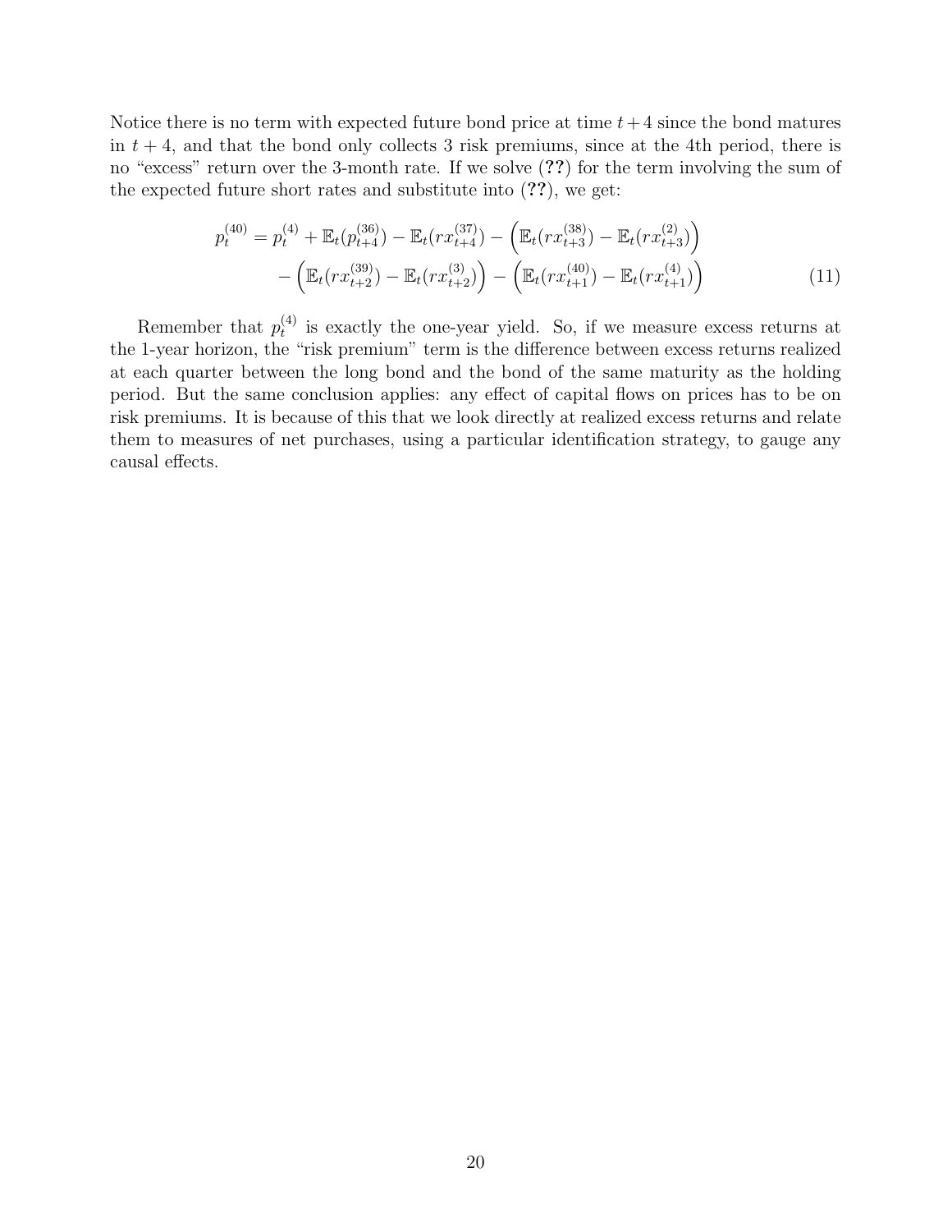Notice there is no term with expected future bond price at time $t+4$ since the bond matures in $t+4$, and that the bond only collects 3 risk premiums, since at the 4th period, there is no "excess" return over the 3-month rate. If we solve (**??**) for the term involving the sum of the expected future short rates and substitute into (**??**), we get:

$$
\begin{aligned}
p_t^{(40)} = p_t^{(4)} + \mathbb{E}_t(p_{t+4}^{(36)}) - \mathbb{E}_t(rx_{t+4}^{(37)}) - \Big(\mathbb{E}_t(rx_{t+3}^{(38)}) - \mathbb{E}_t(rx_{t+3}^{(2)})\Big) \\
- \Big(\mathbb{E}_t(rx_{t+2}^{(39)}) - \mathbb{E}_t(rx_{t+2}^{(3)})\Big) - \Big(\mathbb{E}_t(rx_{t+1}^{(40)}) - \mathbb{E}_t(rx_{t+1}^{(4)})\Big) \qquad (11)
\end{aligned}
$$

Remember that $p_t^{(4)}$ is exactly the one-year yield. So, if we measure excess returns at the 1-year horizon, the "risk premium" term is the difference between excess returns realized at each quarter between the long bond and the bond of the same maturity as the holding period. But the same conclusion applies: any effect of capital flows on prices has to be on risk premiums. It is because of this that we look directly at realized excess returns and relate them to measures of net purchases, using a particular identification strategy, to gauge any causal effects.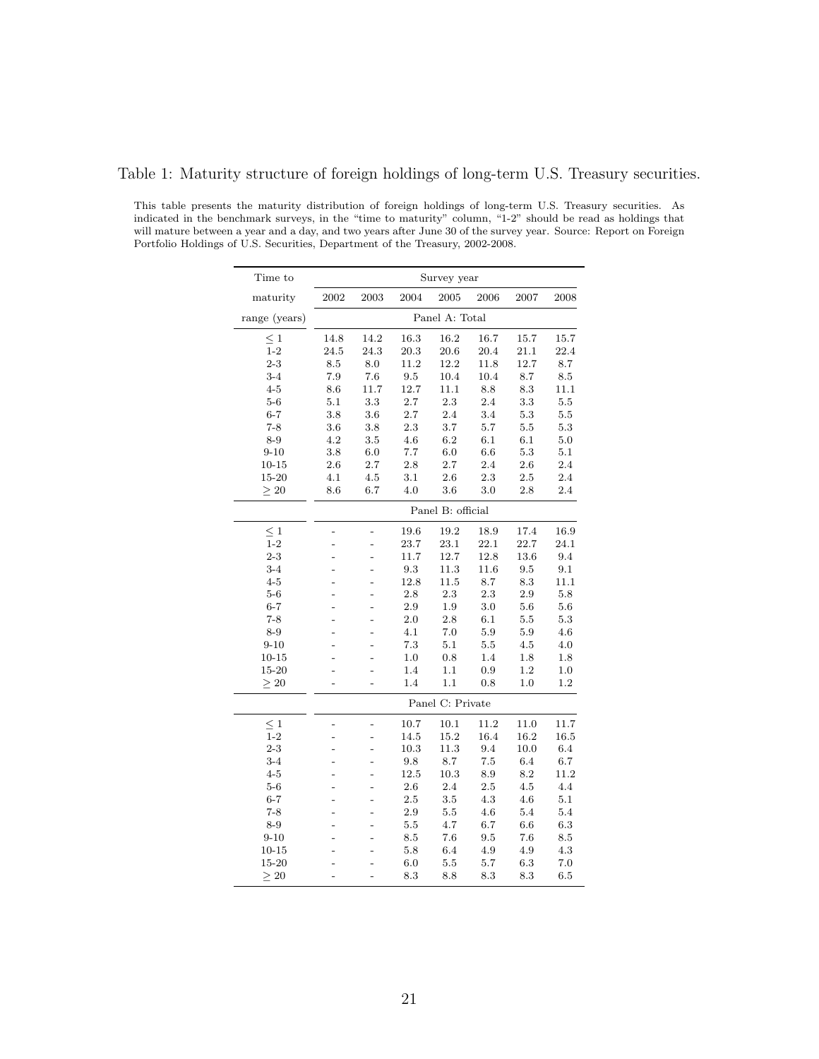Table 1: Maturity structure of foreign holdings of long-term U.S. Treasury securities.

This table presents the maturity distribution of foreign holdings of long-term U.S. Treasury securities. As indicated in the benchmark surveys, in the "time to maturity" column, "1-2" should be read as holdings that will mature between a year and a day, and two years after June 30 of the survey year. Source: Report on Foreign Portfolio Holdings of U.S. Securities, Department of the Treasury, 2002-2008.

| Time to maturity range (years) | 2002 | 2003 | 2004 | 2005 | 2006 | 2007 | 2008 |
|---|---|---|---|---|---|---|---|
| | Panel A: Total | | | | | | |
| $\leq 1$ | 14.8 | 14.2 | 16.3 | 16.2 | 16.7 | 15.7 | 15.7 |
| 1-2 | 24.5 | 24.3 | 20.3 | 20.6 | 20.4 | 21.1 | 22.4 |
| 2-3 | 8.5 | 8.0 | 11.2 | 12.2 | 11.8 | 12.7 | 8.7 |
| 3-4 | 7.9 | 7.6 | 9.5 | 10.4 | 10.4 | 8.7 | 8.5 |
| 4-5 | 8.6 | 11.7 | 12.7 | 11.1 | 8.8 | 8.3 | 11.1 |
| 5-6 | 5.1 | 3.3 | 2.7 | 2.3 | 2.4 | 3.3 | 5.5 |
| 6-7 | 3.8 | 3.6 | 2.7 | 2.4 | 3.4 | 5.3 | 5.5 |
| 7-8 | 3.6 | 3.8 | 2.3 | 3.7 | 5.7 | 5.5 | 5.3 |
| 8-9 | 4.2 | 3.5 | 4.6 | 6.2 | 6.1 | 6.1 | 5.0 |
| 9-10 | 3.8 | 6.0 | 7.7 | 6.0 | 6.6 | 5.3 | 5.1 |
| 10-15 | 2.6 | 2.7 | 2.8 | 2.7 | 2.4 | 2.6 | 2.4 |
| 15-20 | 4.1 | 4.5 | 3.1 | 2.6 | 2.3 | 2.5 | 2.4 |
| $\geq 20$ | 8.6 | 6.7 | 4.0 | 3.6 | 3.0 | 2.8 | 2.4 |
| | Panel B: official | | | | | | |
| $\leq 1$ | - | - | 19.6 | 19.2 | 18.9 | 17.4 | 16.9 |
| 1-2 | - | - | 23.7 | 23.1 | 22.1 | 22.7 | 24.1 |
| 2-3 | - | - | 11.7 | 12.7 | 12.8 | 13.6 | 9.4 |
| 3-4 | - | - | 9.3 | 11.3 | 11.6 | 9.5 | 9.1 |
| 4-5 | - | - | 12.8 | 11.5 | 8.7 | 8.3 | 11.1 |
| 5-6 | - | - | 2.8 | 2.3 | 2.3 | 2.9 | 5.8 |
| 6-7 | - | - | 2.9 | 1.9 | 3.0 | 5.6 | 5.6 |
| 7-8 | - | - | 2.0 | 2.8 | 6.1 | 5.5 | 5.3 |
| 8-9 | - | - | 4.1 | 7.0 | 5.9 | 5.9 | 4.6 |
| 9-10 | - | - | 7.3 | 5.1 | 5.5 | 4.5 | 4.0 |
| 10-15 | - | - | 1.0 | 0.8 | 1.4 | 1.8 | 1.8 |
| 15-20 | - | - | 1.4 | 1.1 | 0.9 | 1.2 | 1.0 |
| $\geq 20$ | - | - | 1.4 | 1.1 | 0.8 | 1.0 | 1.2 |
| | Panel C: Private | | | | | | |
| $\leq 1$ | - | - | 10.7 | 10.1 | 11.2 | 11.0 | 11.7 |
| 1-2 | - | - | 14.5 | 15.2 | 16.4 | 16.2 | 16.5 |
| 2-3 | - | - | 10.3 | 11.3 | 9.4 | 10.0 | 6.4 |
| 3-4 | - | - | 9.8 | 8.7 | 7.5 | 6.4 | 6.7 |
| 4-5 | - | - | 12.5 | 10.3 | 8.9 | 8.2 | 11.2 |
| 5-6 | - | - | 2.6 | 2.4 | 2.5 | 4.5 | 4.4 |
| 6-7 | - | - | 2.5 | 3.5 | 4.3 | 4.6 | 5.1 |
| 7-8 | - | - | 2.9 | 5.5 | 4.6 | 5.4 | 5.4 |
| 8-9 | - | - | 5.5 | 4.7 | 6.7 | 6.6 | 6.3 |
| 9-10 | - | - | 8.5 | 7.6 | 9.5 | 7.6 | 8.5 |
| 10-15 | - | - | 5.8 | 6.4 | 4.9 | 4.9 | 4.3 |
| 15-20 | - | - | 6.0 | 5.5 | 5.7 | 6.3 | 7.0 |
| $\geq 20$ | - | - | 8.3 | 8.8 | 8.3 | 8.3 | 6.5 |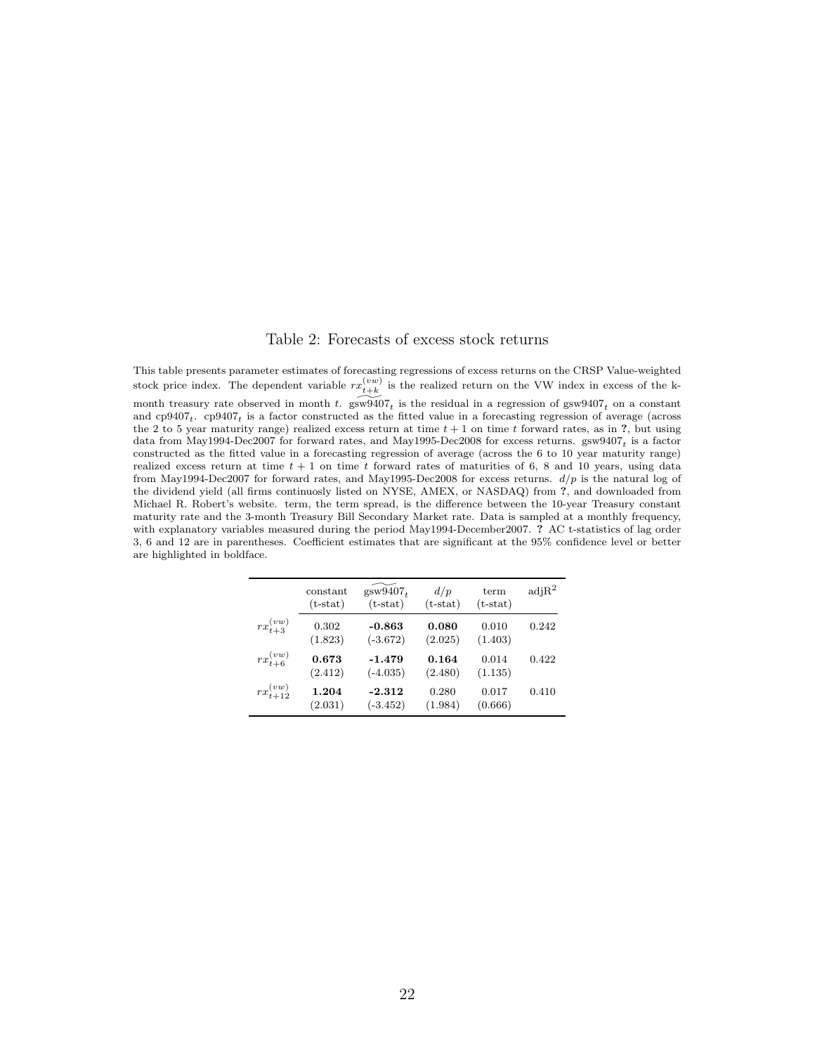Table 2: Forecasts of excess stock returns

This table presents parameter estimates of forecasting regressions of excess returns on the CRSP Value-weighted stock price index. The dependent variable $rx_{t+k}^{(vw)}$ is the realized return on the VW index in excess of the k-month treasury rate observed in month $t$. $\widetilde{\text{gsw9407}}_t$ is the residual in a regression of $\text{gsw9407}_t$ on a constant and $\text{cp9407}_t$. $\text{cp9407}_t$ is a factor constructed as the fitted value in a forecasting regression of average (across the 2 to 5 year maturity range) realized excess return at time $t+1$ on time $t$ forward rates, as in **?**, but using data from May1994-Dec2007 for forward rates, and May1995-Dec2008 for excess returns. $\text{gsw9407}_t$ is a factor constructed as the fitted value in a forecasting regression of average (across the 6 to 10 year maturity range) realized excess return at time $t+1$ on time $t$ forward rates of maturities of 6, 8 and 10 years, using data from May1994-Dec2007 for forward rates, and May1995-Dec2008 for excess returns. $d/p$ is the natural log of the dividend yield (all firms continuosly listed on NYSE, AMEX, or NASDAQ) from **?**, and downloaded from Michael R. Robert's website. term, the term spread, is the difference between the 10-year Treasury constant maturity rate and the 3-month Treasury Bill Secondary Market rate. Data is sampled at a monthly frequency, with explanatory variables measured during the period May1994-December2007. **?** AC t-statistics of lag order 3, 6 and 12 are in parentheses. Coefficient estimates that are significant at the 95% confidence level or better are highlighted in boldface.

| | constant (t-stat) | $\widetilde{\text{gsw9407}}_t$ (t-stat) | $d/p$ (t-stat) | term (t-stat) | adj$R^2$ |
|---|---|---|---|---|---|
| $rx_{t+3}^{(vw)}$ | 0.302 (1.823) | **-0.863** (-3.672) | **0.080** (2.025) | 0.010 (1.403) | 0.242 |
| $rx_{t+6}^{(vw)}$ | **0.673** (2.412) | **-1.479** (-4.035) | **0.164** (2.480) | 0.014 (1.135) | 0.422 |
| $rx_{t+12}^{(vw)}$ | **1.204** (2.031) | **-2.312** (-3.452) | 0.280 (1.984) | 0.017 (0.666) | 0.410 |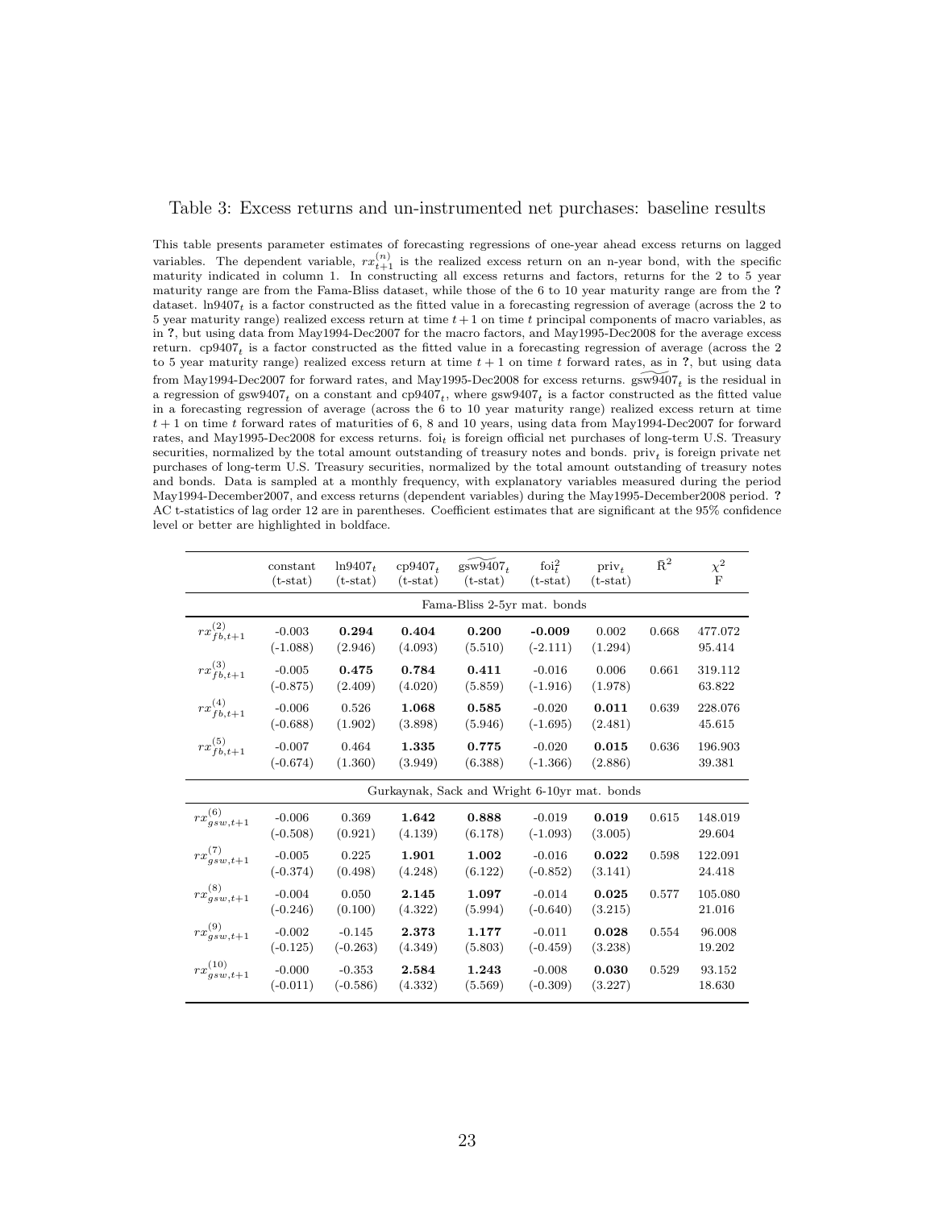Table 3: Excess returns and un-instrumented net purchases: baseline results

This table presents parameter estimates of forecasting regressions of one-year ahead excess returns on lagged variables. The dependent variable, $rx^{(n)}_{t+1}$ is the realized excess return on an n-year bond, with the specific maturity indicated in column 1. In constructing all excess returns and factors, returns for the 2 to 5 year maturity range are from the Fama-Bliss dataset, while those of the 6 to 10 year maturity range are from the ? dataset. $\text{ln9407}_t$ is a factor constructed as the fitted value in a forecasting regression of average (across the 2 to 5 year maturity range) realized excess return at time $t+1$ on time $t$ principal components of macro variables, as in ?, but using data from May1994-Dec2007 for the macro factors, and May1995-Dec2008 for the average excess return. $\text{cp9407}_t$ is a factor constructed as the fitted value in a forecasting regression of average (across the 2 to 5 year maturity range) realized excess return at time $t+1$ on time $t$ forward rates, as in ?, but using data from May1994-Dec2007 for forward rates, and May1995-Dec2008 for excess returns. $\widetilde{\text{gsw9407}}_t$ is the residual in a regression of $\text{gsw9407}_t$ on a constant and $\text{cp9407}_t$, where $\text{gsw9407}_t$ is a factor constructed as the fitted value in a forecasting regression of average (across the 6 to 10 year maturity range) realized excess return at time $t+1$ on time $t$ forward rates of maturities of 6, 8 and 10 years, using data from May1994-Dec2007 for forward rates, and May1995-Dec2008 for excess returns. $\text{foi}_t$ is foreign official net purchases of long-term U.S. Treasury securities, normalized by the total amount outstanding of treasury notes and bonds. $\text{priv}_t$ is foreign private net purchases of long-term U.S. Treasury securities, normalized by the total amount outstanding of treasury notes and bonds. Data is sampled at a monthly frequency, with explanatory variables measured during the period May1994-December2007, and excess returns (dependent variables) during the May1995-December2008 period. ? AC t-statistics of lag order 12 are in parentheses. Coefficient estimates that are significant at the 95% confidence level or better are highlighted in boldface.

| | constant (t-stat) | $\text{ln9407}_t$ (t-stat) | $\text{cp9407}_t$ (t-stat) | $\widetilde{\text{gsw9407}}_t$ (t-stat) | $\text{foi}^2_t$ (t-stat) | $\text{priv}_t$ (t-stat) | $\bar{R}^2$ | $\chi^2$ F |
|---|---|---|---|---|---|---|---|---|
| | | | | Fama-Bliss 2-5yr mat. bonds | | | | |
| $rx^{(2)}_{fb,t+1}$ | -0.003 | **0.294** | **0.404** | **0.200** | **-0.009** | 0.002 | 0.668 | 477.072 |
| | (-1.088) | (2.946) | (4.093) | (5.510) | (-2.111) | (1.294) | | 95.414 |
| $rx^{(3)}_{fb,t+1}$ | -0.005 | **0.475** | **0.784** | **0.411** | -0.016 | 0.006 | 0.661 | 319.112 |
| | (-0.875) | (2.409) | (4.020) | (5.859) | (-1.916) | (1.978) | | 63.822 |
| $rx^{(4)}_{fb,t+1}$ | -0.006 | 0.526 | **1.068** | **0.585** | -0.020 | **0.011** | 0.639 | 228.076 |
| | (-0.688) | (1.902) | (3.898) | (5.946) | (-1.695) | (2.481) | | 45.615 |
| $rx^{(5)}_{fb,t+1}$ | -0.007 | 0.464 | **1.335** | **0.775** | -0.020 | **0.015** | 0.636 | 196.903 |
| | (-0.674) | (1.360) | (3.949) | (6.388) | (-1.366) | (2.886) | | 39.381 |
| | | | | Gurkaynak, Sack and Wright 6-10yr mat. bonds | | | | |
| $rx^{(6)}_{gsw,t+1}$ | -0.006 | 0.369 | **1.642** | **0.888** | -0.019 | **0.019** | 0.615 | 148.019 |
| | (-0.508) | (0.921) | (4.139) | (6.178) | (-1.093) | (3.005) | | 29.604 |
| $rx^{(7)}_{gsw,t+1}$ | -0.005 | 0.225 | **1.901** | **1.002** | -0.016 | **0.022** | 0.598 | 122.091 |
| | (-0.374) | (0.498) | (4.248) | (6.122) | (-0.852) | (3.141) | | 24.418 |
| $rx^{(8)}_{gsw,t+1}$ | -0.004 | 0.050 | **2.145** | **1.097** | -0.014 | **0.025** | 0.577 | 105.080 |
| | (-0.246) | (0.100) | (4.322) | (5.994) | (-0.640) | (3.215) | | 21.016 |
| $rx^{(9)}_{gsw,t+1}$ | -0.002 | -0.145 | **2.373** | **1.177** | -0.011 | **0.028** | 0.554 | 96.008 |
| | (-0.125) | (-0.263) | (4.349) | (5.803) | (-0.459) | (3.238) | | 19.202 |
| $rx^{(10)}_{gsw,t+1}$ | -0.000 | -0.353 | **2.584** | **1.243** | -0.008 | **0.030** | 0.529 | 93.152 |
| | (-0.011) | (-0.586) | (4.332) | (5.569) | (-0.309) | (3.227) | | 18.630 |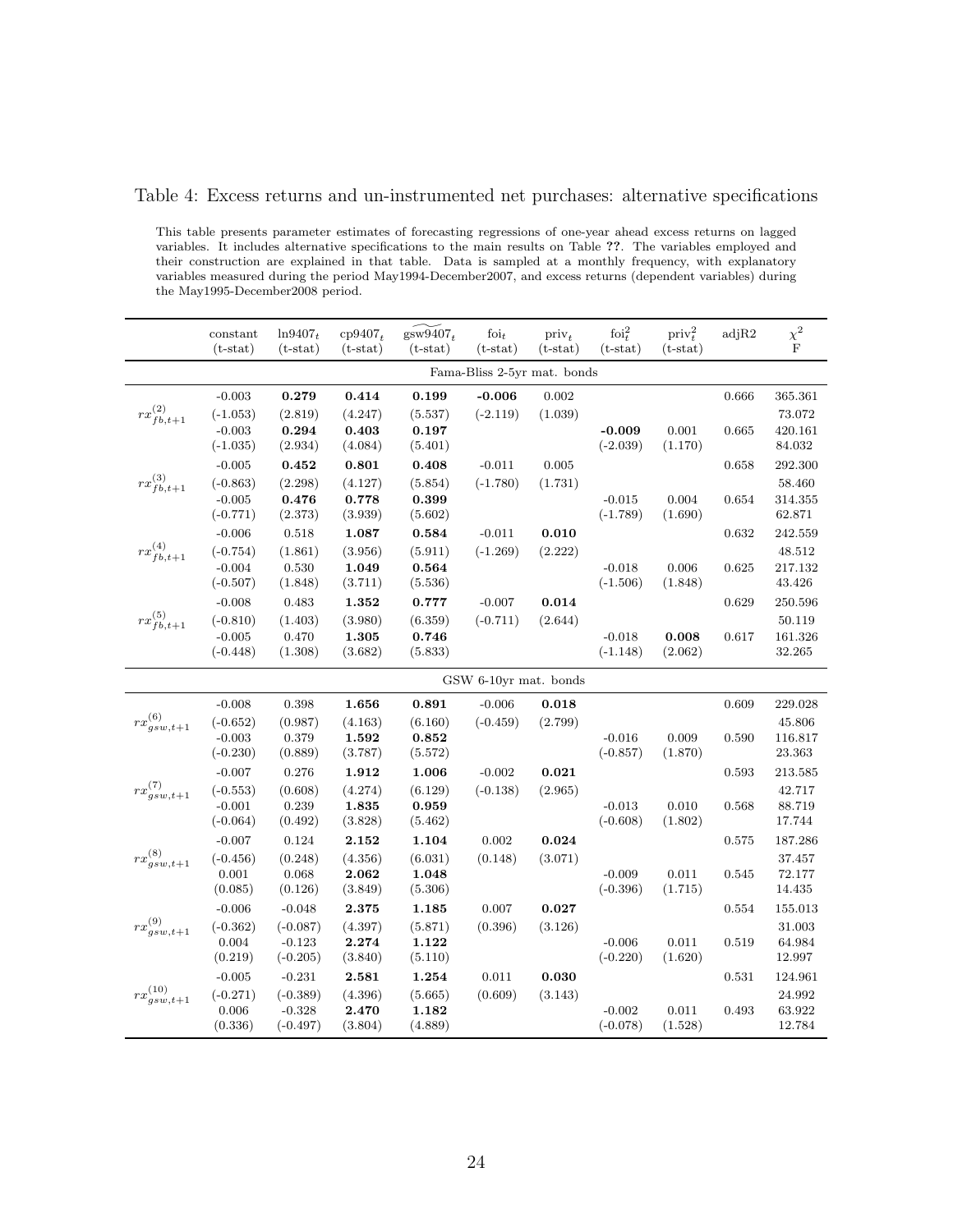# Table 4: Excess returns and un-instrumented net purchases: alternative specifications

This table presents parameter estimates of forecasting regressions of one-year ahead excess returns on lagged variables. It includes alternative specifications to the main results on Table ??. The variables employed and their construction are explained in that table. Data is sampled at a monthly frequency, with explanatory variables measured during the period May1994-December2007, and excess returns (dependent variables) during the May1995-December2008 period.

| | constant (t-stat) | $\ln 9407_t$ (t-stat) | $cp9407_t$ (t-stat) | $\widetilde{gsw9407}_t$ (t-stat) | $foi_t$ (t-stat) | $priv_t$ (t-stat) | $foi_t^2$ (t-stat) | $priv_t^2$ (t-stat) | adjR2 | $\chi^2$ F |
|---|---|---|---|---|---|---|---|---|---|---|
| | | | | | Fama-Bliss 2-5yr mat. bonds | | | | | |
| $rx^{(2)}_{fb,t+1}$ | -0.003 | **0.279** | **0.414** | **0.199** | **-0.006** | 0.002 | | | 0.666 | 365.361 |
| | (-1.053) | (2.819) | (4.247) | (5.537) | (-2.119) | (1.039) | | | | 73.072 |
| | -0.003 | **0.294** | **0.403** | **0.197** | | | **-0.009** | 0.001 | 0.665 | 420.161 |
| | (-1.035) | (2.934) | (4.084) | (5.401) | | | (-2.039) | (1.170) | | 84.032 |
| $rx^{(3)}_{fb,t+1}$ | -0.005 | **0.452** | **0.801** | **0.408** | -0.011 | 0.005 | | | 0.658 | 292.300 |
| | (-0.863) | (2.298) | (4.127) | (5.854) | (-1.780) | (1.731) | | | | 58.460 |
| | -0.005 | **0.476** | **0.778** | **0.399** | | | -0.015 | 0.004 | 0.654 | 314.355 |
| | (-0.771) | (2.373) | (3.939) | (5.602) | | | (-1.789) | (1.690) | | 62.871 |
| $rx^{(4)}_{fb,t+1}$ | -0.006 | 0.518 | **1.087** | **0.584** | -0.011 | **0.010** | | | 0.632 | 242.559 |
| | (-0.754) | (1.861) | (3.956) | (5.911) | (-1.269) | (2.222) | | | | 48.512 |
| | -0.004 | 0.530 | **1.049** | **0.564** | | | -0.018 | 0.006 | 0.625 | 217.132 |
| | (-0.507) | (1.848) | (3.711) | (5.536) | | | (-1.506) | (1.848) | | 43.426 |
| $rx^{(5)}_{fb,t+1}$ | -0.008 | 0.483 | **1.352** | **0.777** | -0.007 | **0.014** | | | 0.629 | 250.596 |
| | (-0.810) | (1.403) | (3.980) | (6.359) | (-0.711) | (2.644) | | | | 50.119 |
| | -0.005 | 0.470 | **1.305** | **0.746** | | | -0.018 | **0.008** | 0.617 | 161.326 |
| | (-0.448) | (1.308) | (3.682) | (5.833) | | | (-1.148) | (2.062) | | 32.265 |
| | | | | | GSW 6-10yr mat. bonds | | | | | |
| $rx^{(6)}_{gsw,t+1}$ | -0.008 | 0.398 | **1.656** | **0.891** | -0.006 | **0.018** | | | 0.609 | 229.028 |
| | (-0.652) | (0.987) | (4.163) | (6.160) | (-0.459) | (2.799) | | | | 45.806 |
| | -0.003 | 0.379 | **1.592** | **0.852** | | | -0.016 | 0.009 | 0.590 | 116.817 |
| | (-0.230) | (0.889) | (3.787) | (5.572) | | | (-0.857) | (1.870) | | 23.363 |
| $rx^{(7)}_{gsw,t+1}$ | -0.007 | 0.276 | **1.912** | **1.006** | -0.002 | **0.021** | | | 0.593 | 213.585 |
| | (-0.553) | (0.608) | (4.274) | (6.129) | (-0.138) | (2.965) | | | | 42.717 |
| | -0.001 | 0.239 | **1.835** | **0.959** | | | -0.013 | 0.010 | 0.568 | 88.719 |
| | (-0.064) | (0.492) | (3.828) | (5.462) | | | (-0.608) | (1.802) | | 17.744 |
| $rx^{(8)}_{gsw,t+1}$ | -0.007 | 0.124 | **2.152** | **1.104** | 0.002 | **0.024** | | | 0.575 | 187.286 |
| | (-0.456) | (0.248) | (4.356) | (6.031) | (0.148) | (3.071) | | | | 37.457 |
| | 0.001 | 0.068 | **2.062** | **1.048** | | | -0.009 | 0.011 | 0.545 | 72.177 |
| | (0.085) | (0.126) | (3.849) | (5.306) | | | (-0.396) | (1.715) | | 14.435 |
| $rx^{(9)}_{gsw,t+1}$ | -0.006 | -0.048 | **2.375** | **1.185** | 0.007 | **0.027** | | | 0.554 | 155.013 |
| | (-0.362) | (-0.087) | (4.397) | (5.871) | (0.396) | (3.126) | | | | 31.003 |
| | 0.004 | -0.123 | **2.274** | **1.122** | | | -0.006 | 0.011 | 0.519 | 64.984 |
| | (0.219) | (-0.205) | (3.840) | (5.110) | | | (-0.220) | (1.620) | | 12.997 |
| $rx^{(10)}_{gsw,t+1}$ | -0.005 | -0.231 | **2.581** | **1.254** | 0.011 | **0.030** | | | 0.531 | 124.961 |
| | (-0.271) | (-0.389) | (4.396) | (5.665) | (0.609) | (3.143) | | | | 24.992 |
| | 0.006 | -0.328 | **2.470** | **1.182** | | | -0.002 | 0.011 | 0.493 | 63.922 |
| | (0.336) | (-0.497) | (3.804) | (4.889) | | | (-0.078) | (1.528) | | 12.784 |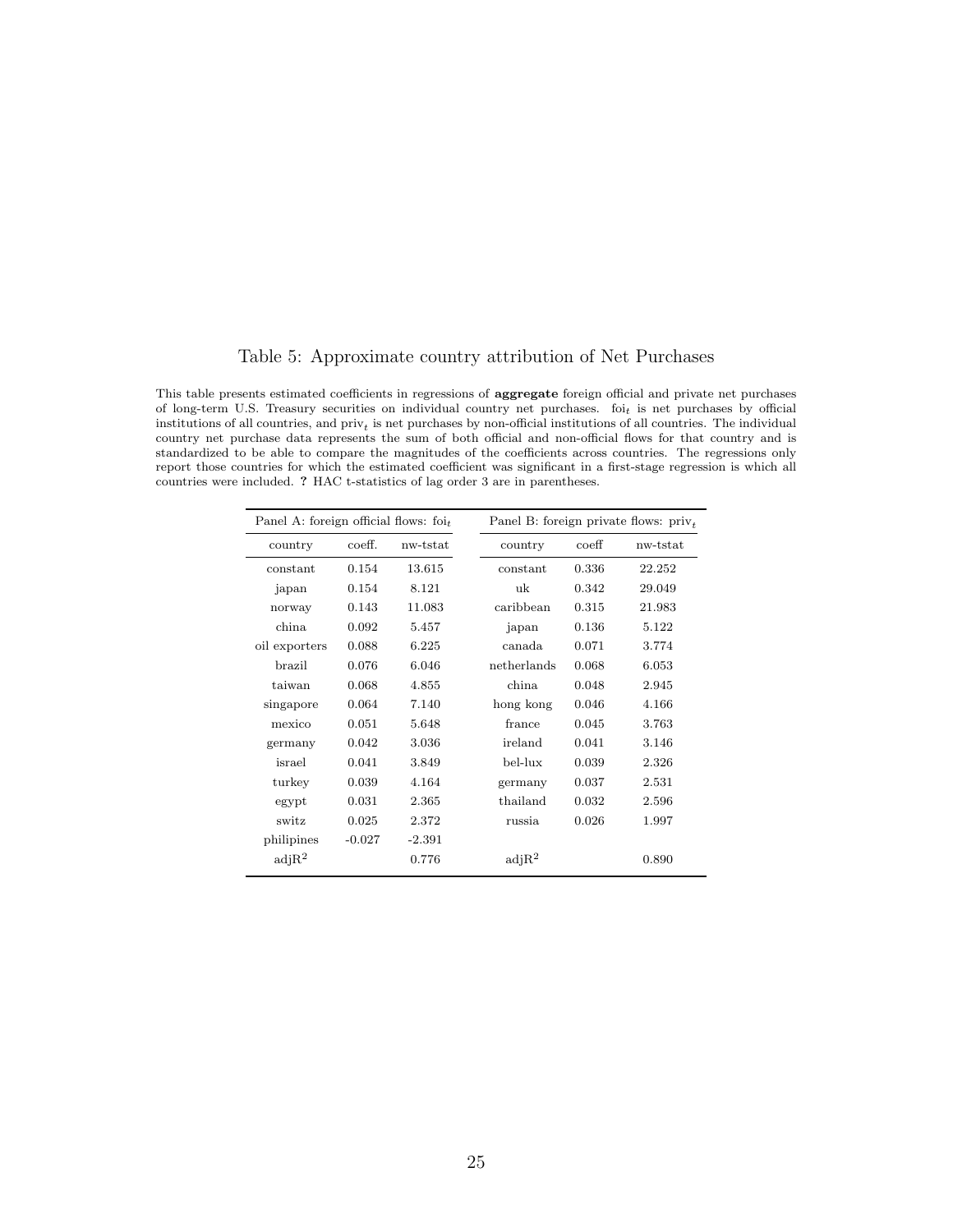# Table 5: Approximate country attribution of Net Purchases

This table presents estimated coefficients in regressions of **aggregate** foreign official and private net purchases of long-term U.S. Treasury securities on individual country net purchases. $\text{foi}_t$ is net purchases by official institutions of all countries, and $\text{priv}_t$ is net purchases by non-official institutions of all countries. The individual country net purchase data represents the sum of both official and non-official flows for that country and is standardized to be able to compare the magnitudes of the coefficients across countries. The regressions only report those countries for which the estimated coefficient was significant in a first-stage regression is which all countries were included. **?** HAC t-statistics of lag order 3 are in parentheses.

| Panel A: foreign official flows: $\text{foi}_t$ | | | Panel B: foreign private flows: $\text{priv}_t$ | | |
|---|---|---|---|---|---|
| country | coeff. | nw-tstat | country | coeff | nw-tstat |
| constant | 0.154 | 13.615 | constant | 0.336 | 22.252 |
| japan | 0.154 | 8.121 | uk | 0.342 | 29.049 |
| norway | 0.143 | 11.083 | caribbean | 0.315 | 21.983 |
| china | 0.092 | 5.457 | japan | 0.136 | 5.122 |
| oil exporters | 0.088 | 6.225 | canada | 0.071 | 3.774 |
| brazil | 0.076 | 6.046 | netherlands | 0.068 | 6.053 |
| taiwan | 0.068 | 4.855 | china | 0.048 | 2.945 |
| singapore | 0.064 | 7.140 | hong kong | 0.046 | 4.166 |
| mexico | 0.051 | 5.648 | france | 0.045 | 3.763 |
| germany | 0.042 | 3.036 | ireland | 0.041 | 3.146 |
| israel | 0.041 | 3.849 | bel-lux | 0.039 | 2.326 |
| turkey | 0.039 | 4.164 | germany | 0.037 | 2.531 |
| egypt | 0.031 | 2.365 | thailand | 0.032 | 2.596 |
| switz | 0.025 | 2.372 | russia | 0.026 | 1.997 |
| philipines | -0.027 | -2.391 | | | |
| adj$R^2$ | | 0.776 | adj$R^2$ | | 0.890 |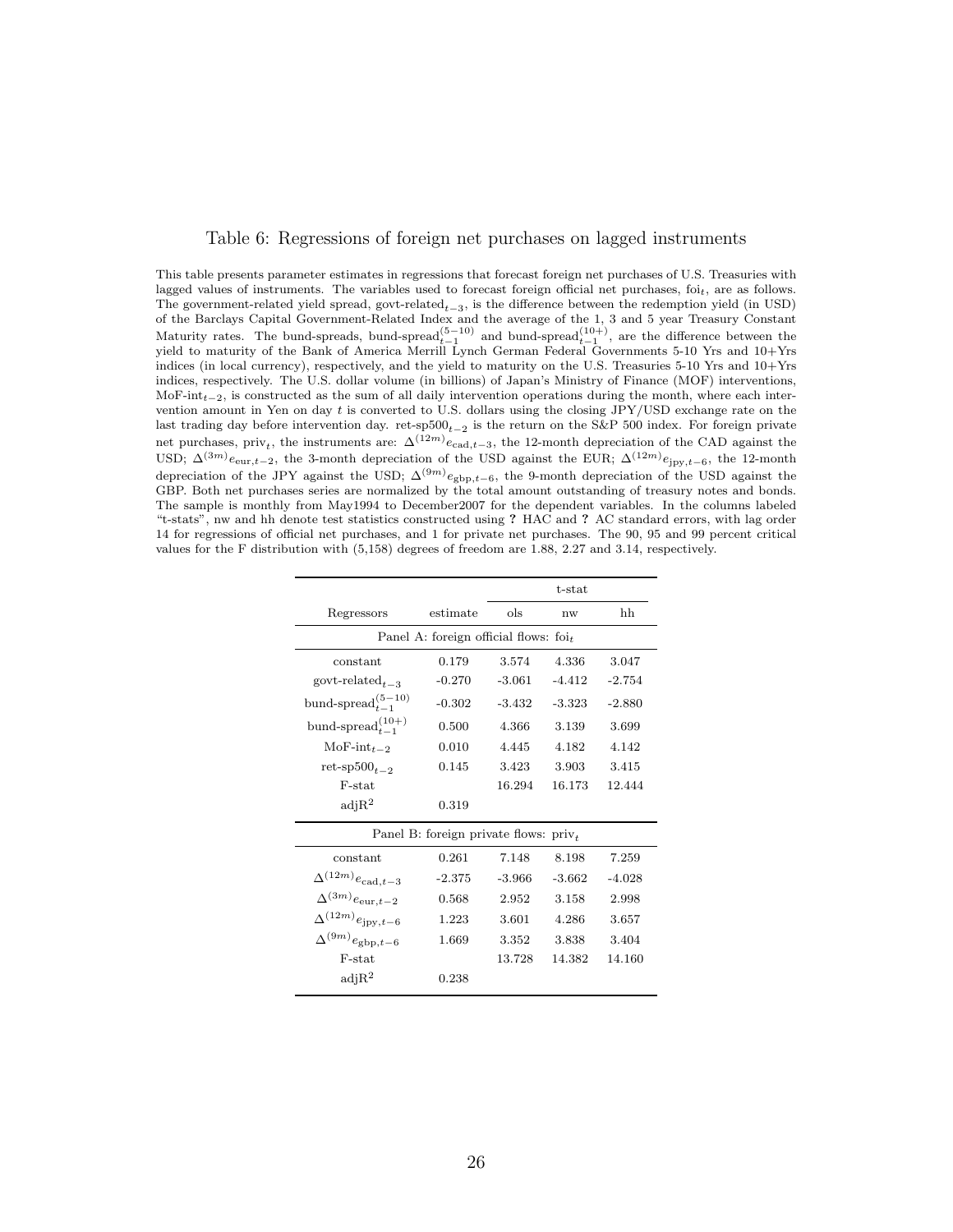# Table 6: Regressions of foreign net purchases on lagged instruments

This table presents parameter estimates in regressions that forecast foreign net purchases of U.S. Treasuries with lagged values of instruments. The variables used to forecast foreign official net purchases, $\text{foi}_t$, are as follows. The government-related yield spread, $\text{govt-related}_{t-3}$, is the difference between the redemption yield (in USD) of the Barclays Capital Government-Related Index and the average of the 1, 3 and 5 year Treasury Constant Maturity rates. The bund-spreads, $\text{bund-spread}_{t-1}^{(5-10)}$ and $\text{bund-spread}_{t-1}^{(10+)}$, are the difference between the yield to maturity of the Bank of America Merrill Lynch German Federal Governments 5-10 Yrs and 10+Yrs indices (in local currency), respectively, and the yield to maturity on the U.S. Treasuries 5-10 Yrs and 10+Yrs indices, respectively. The U.S. dollar volume (in billions) of Japan's Ministry of Finance (MOF) interventions, $\text{MoF-int}_{t-2}$, is constructed as the sum of all daily intervention operations during the month, where each intervention amount in Yen on day $t$ is converted to U.S. dollars using the closing JPY/USD exchange rate on the last trading day before intervention day. $\text{ret-sp500}_{t-2}$ is the return on the S&P 500 index. For foreign private net purchases, $\text{priv}_t$, the instruments are: $\Delta^{(12m)}e_{\text{cad},t-3}$, the 12-month depreciation of the CAD against the USD; $\Delta^{(3m)}e_{\text{eur},t-2}$, the 3-month depreciation of the USD against the EUR; $\Delta^{(12m)}e_{\text{jpy},t-6}$, the 12-month depreciation of the JPY against the USD; $\Delta^{(9m)}e_{\text{gbp},t-6}$, the 9-month depreciation of the USD against the GBP. Both net purchases series are normalized by the total amount outstanding of treasury notes and bonds. The sample is monthly from May1994 to December2007 for the dependent variables. In the columns labeled "t-stats", nw and hh denote test statistics constructed using **?** HAC and **?** AC standard errors, with lag order 14 for regressions of official net purchases, and 1 for private net purchases. The 90, 95 and 99 percent critical values for the F distribution with (5,158) degrees of freedom are 1.88, 2.27 and 3.14, respectively.

| | | t-stat | | |
|---|---|---|---|---|
| Regressors | estimate | ols | nw | hh |
| **Panel A: foreign official flows: $\text{foi}_t$** | | | | |
| constant | 0.179 | 3.574 | 4.336 | 3.047 |
| $\text{govt-related}_{t-3}$ | -0.270 | -3.061 | -4.412 | -2.754 |
| $\text{bund-spread}_{t-1}^{(5-10)}$ | -0.302 | -3.432 | -3.323 | -2.880 |
| $\text{bund-spread}_{t-1}^{(10+)}$ | 0.500 | 4.366 | 3.139 | 3.699 |
| $\text{MoF-int}_{t-2}$ | 0.010 | 4.445 | 4.182 | 4.142 |
| $\text{ret-sp500}_{t-2}$ | 0.145 | 3.423 | 3.903 | 3.415 |
| F-stat | | 16.294 | 16.173 | 12.444 |
| $\text{adjR}^2$ | 0.319 | | | |
| **Panel B: foreign private flows: $\text{priv}_t$** | | | | |
| constant | 0.261 | 7.148 | 8.198 | 7.259 |
| $\Delta^{(12m)}e_{\text{cad},t-3}$ | -2.375 | -3.966 | -3.662 | -4.028 |
| $\Delta^{(3m)}e_{\text{eur},t-2}$ | 0.568 | 2.952 | 3.158 | 2.998 |
| $\Delta^{(12m)}e_{\text{jpy},t-6}$ | 1.223 | 3.601 | 4.286 | 3.657 |
| $\Delta^{(9m)}e_{\text{gbp},t-6}$ | 1.669 | 3.352 | 3.838 | 3.404 |
| F-stat | | 13.728 | 14.382 | 14.160 |
| $\text{adjR}^2$ | 0.238 | | | |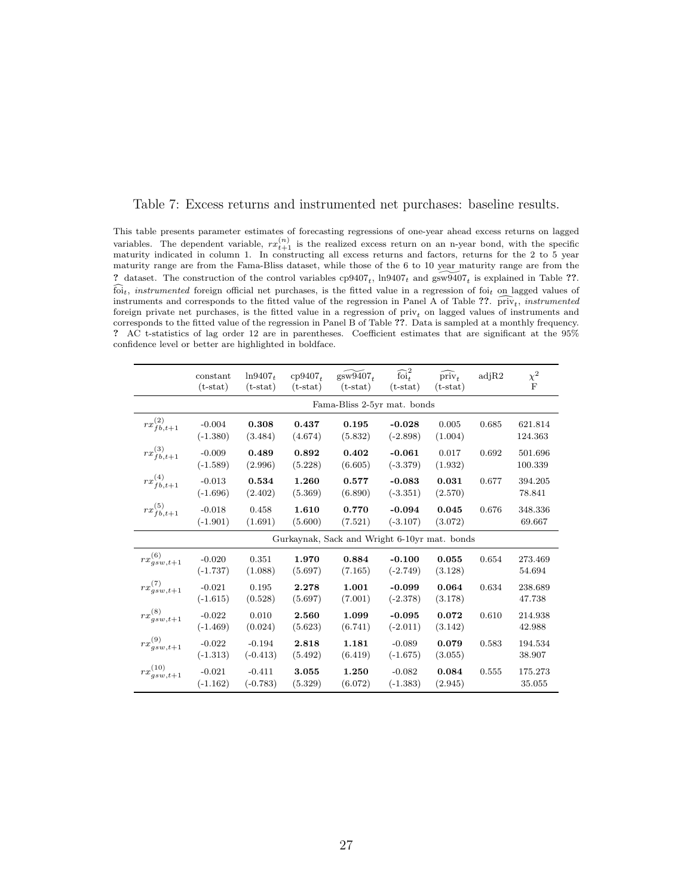Table 7: Excess returns and instrumented net purchases: baseline results.

This table presents parameter estimates of forecasting regressions of one-year ahead excess returns on lagged variables. The dependent variable, $rx_{t+1}^{(n)}$ is the realized excess return on an n-year bond, with the specific maturity indicated in column 1. In constructing all excess returns and factors, returns for the 2 to 5 year maturity range are from the Fama-Bliss dataset, while those of the 6 to 10 year maturity range are from the ? dataset. The construction of the control variables $\text{cp9407}_t$, $\text{ln9407}_t$ and $\widetilde{\text{gsw9407}}_t$ is explained in Table ??. $\widehat{\text{foi}}_t$, *instrumented* foreign official net purchases, is the fitted value in a regression of $\text{foi}_t$ on lagged values of instruments and corresponds to the fitted value of the regression in Panel A of Table ??. $\widehat{\text{priv}}_t$, *instrumented* foreign private net purchases, is the fitted value in a regression of $\text{priv}_t$ on lagged values of instruments and corresponds to the fitted value of the regression in Panel B of Table ??. Data is sampled at a monthly frequency. ? AC t-statistics of lag order 12 are in parentheses. Coefficient estimates that are significant at the 95% confidence level or better are highlighted in boldface.

| | constant (t-stat) | $\text{ln9407}_t$ (t-stat) | $\text{cp9407}_t$ (t-stat) | $\widetilde{\text{gsw9407}}_t$ (t-stat) | $\widehat{\text{foi}}_t^2$ (t-stat) | $\widehat{\text{priv}}_t$ (t-stat) | adjR2 | $\chi^2$ F |
|---|---|---|---|---|---|---|---|---|
| | Fama-Bliss 2-5yr mat. bonds | | | | | | | |
| $rx_{fb,t+1}^{(2)}$ | -0.004 | **0.308** | **0.437** | **0.195** | **-0.028** | 0.005 | 0.685 | 621.814 |
| | (-1.380) | (3.484) | (4.674) | (5.832) | (-2.898) | (1.004) | | 124.363 |
| $rx_{fb,t+1}^{(3)}$ | -0.009 | **0.489** | **0.892** | **0.402** | **-0.061** | 0.017 | 0.692 | 501.696 |
| | (-1.589) | (2.996) | (5.228) | (6.605) | (-3.379) | (1.932) | | 100.339 |
| $rx_{fb,t+1}^{(4)}$ | -0.013 | **0.534** | **1.260** | **0.577** | **-0.083** | **0.031** | 0.677 | 394.205 |
| | (-1.696) | (2.402) | (5.369) | (6.890) | (-3.351) | (2.570) | | 78.841 |
| $rx_{fb,t+1}^{(5)}$ | -0.018 | 0.458 | **1.610** | **0.770** | **-0.094** | **0.045** | 0.676 | 348.336 |
| | (-1.901) | (1.691) | (5.600) | (7.521) | (-3.107) | (3.072) | | 69.667 |
| | Gurkaynak, Sack and Wright 6-10yr mat. bonds | | | | | | | |
| $rx_{gsw,t+1}^{(6)}$ | -0.020 | 0.351 | **1.970** | **0.884** | **-0.100** | **0.055** | 0.654 | 273.469 |
| | (-1.737) | (1.088) | (5.697) | (7.165) | (-2.749) | (3.128) | | 54.694 |
| $rx_{gsw,t+1}^{(7)}$ | -0.021 | 0.195 | **2.278** | **1.001** | **-0.099** | **0.064** | 0.634 | 238.689 |
| | (-1.615) | (0.528) | (5.697) | (7.001) | (-2.378) | (3.178) | | 47.738 |
| $rx_{gsw,t+1}^{(8)}$ | -0.022 | 0.010 | **2.560** | **1.099** | **-0.095** | **0.072** | 0.610 | 214.938 |
| | (-1.469) | (0.024) | (5.623) | (6.741) | (-2.011) | (3.142) | | 42.988 |
| $rx_{gsw,t+1}^{(9)}$ | -0.022 | -0.194 | **2.818** | **1.181** | -0.089 | **0.079** | 0.583 | 194.534 |
| | (-1.313) | (-0.413) | (5.492) | (6.419) | (-1.675) | (3.055) | | 38.907 |
| $rx_{gsw,t+1}^{(10)}$ | -0.021 | -0.411 | **3.055** | **1.250** | -0.082 | **0.084** | 0.555 | 175.273 |
| | (-1.162) | (-0.783) | (5.329) | (6.072) | (-1.383) | (2.945) | | 35.055 |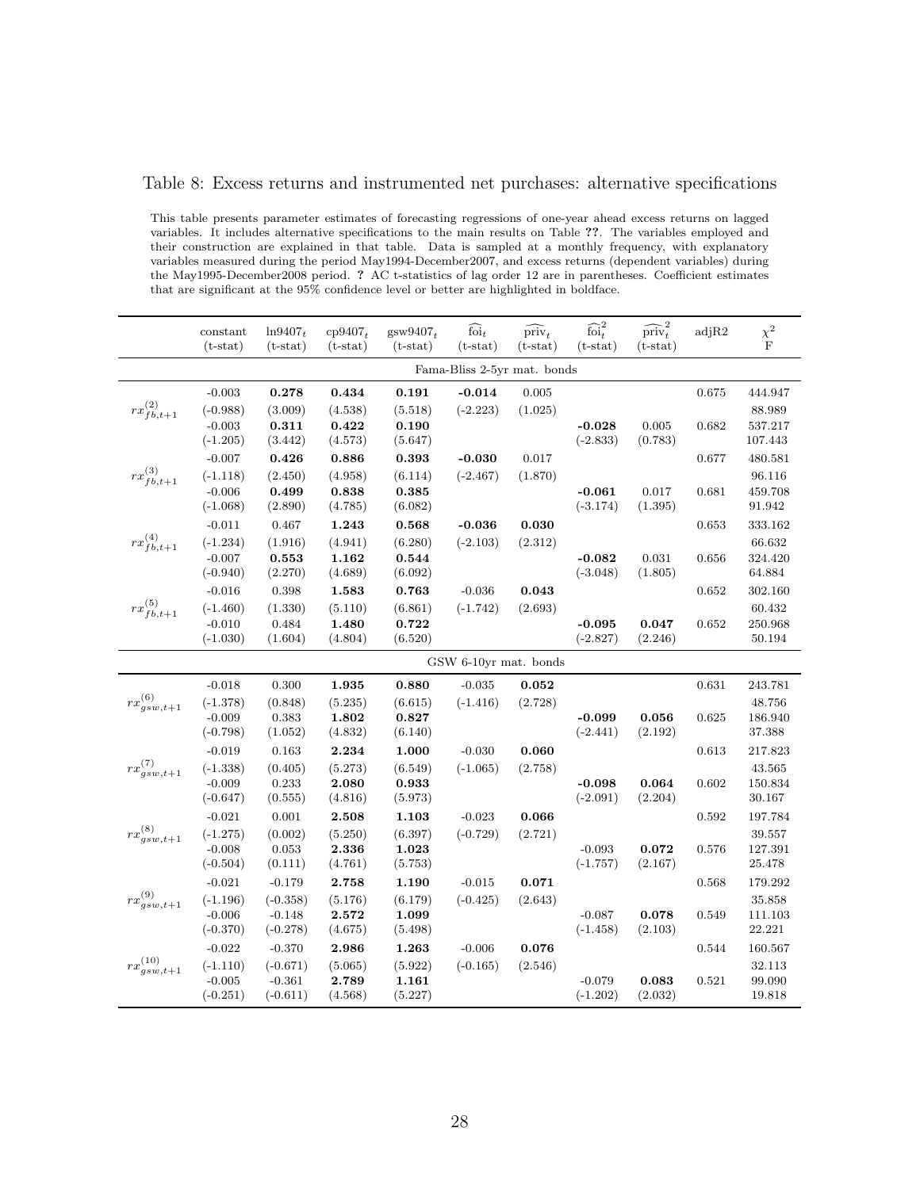## Table 8: Excess returns and instrumented net purchases: alternative specifications

This table presents parameter estimates of forecasting regressions of one-year ahead excess returns on lagged variables. It includes alternative specifications to the main results on Table ??. The variables employed and their construction are explained in that table. Data is sampled at a monthly frequency, with explanatory variables measured during the period May1994-December2007, and excess returns (dependent variables) during the May1995-December2008 period. ? AC t-statistics of lag order 12 are in parentheses. Coefficient estimates that are significant at the 95% confidence level or better are highlighted in boldface.

| | constant (t-stat) | $\ln 9407_t$ (t-stat) | $cp9407_t$ (t-stat) | $gsw9407_t$ (t-stat) | $\widehat{\text{foi}}_t$ (t-stat) | $\widehat{\text{priv}}_t$ (t-stat) | $\widehat{\text{foi}}_t^2$ (t-stat) | $\widehat{\text{priv}}_t^2$ (t-stat) | adjR2 | $\chi^2$ F |
|---|---|---|---|---|---|---|---|---|---|---|
| | | | | | Fama-Bliss 2-5yr mat. bonds | | | | | |
| $rx^{(2)}_{fb,t+1}$ | -0.003 | **0.278** | **0.434** | **0.191** | **-0.014** | 0.005 | | | 0.675 | 444.947 |
| | (-0.988) | (3.009) | (4.538) | (5.518) | (-2.223) | (1.025) | | | | 88.989 |
| | -0.003 | **0.311** | **0.422** | **0.190** | | | **-0.028** | 0.005 | 0.682 | 537.217 |
| | (-1.205) | (3.442) | (4.573) | (5.647) | | | (-2.833) | (0.783) | | 107.443 |
| $rx^{(3)}_{fb,t+1}$ | -0.007 | **0.426** | **0.886** | **0.393** | **-0.030** | 0.017 | | | 0.677 | 480.581 |
| | (-1.118) | (2.450) | (4.958) | (6.114) | (-2.467) | (1.870) | | | | 96.116 |
| | -0.006 | **0.499** | **0.838** | **0.385** | | | **-0.061** | 0.017 | 0.681 | 459.708 |
| | (-1.068) | (2.890) | (4.785) | (6.082) | | | (-3.174) | (1.395) | | 91.942 |
| $rx^{(4)}_{fb,t+1}$ | -0.011 | 0.467 | **1.243** | **0.568** | **-0.036** | **0.030** | | | 0.653 | 333.162 |
| | (-1.234) | (1.916) | (4.941) | (6.280) | (-2.103) | (2.312) | | | | 66.632 |
| | -0.007 | **0.553** | **1.162** | **0.544** | | | **-0.082** | 0.031 | 0.656 | 324.420 |
| | (-0.940) | (2.270) | (4.689) | (6.092) | | | (-3.048) | (1.805) | | 64.884 |
| $rx^{(5)}_{fb,t+1}$ | -0.016 | 0.398 | **1.583** | **0.763** | -0.036 | **0.043** | | | 0.652 | 302.160 |
| | (-1.460) | (1.330) | (5.110) | (6.861) | (-1.742) | (2.693) | | | | 60.432 |
| | -0.010 | 0.484 | **1.480** | **0.722** | | | **-0.095** | **0.047** | 0.652 | 250.968 |
| | (-1.030) | (1.604) | (4.804) | (6.520) | | | (-2.827) | (2.246) | | 50.194 |
| | | | | | GSW 6-10yr mat. bonds | | | | | |
| $rx^{(6)}_{gsw,t+1}$ | -0.018 | 0.300 | **1.935** | **0.880** | -0.035 | **0.052** | | | 0.631 | 243.781 |
| | (-1.378) | (0.848) | (5.235) | (6.615) | (-1.416) | (2.728) | | | | 48.756 |
| | -0.009 | 0.383 | **1.802** | **0.827** | | | **-0.099** | **0.056** | 0.625 | 186.940 |
| | (-0.798) | (1.052) | (4.832) | (6.140) | | | (-2.441) | (2.192) | | 37.388 |
| $rx^{(7)}_{gsw,t+1}$ | -0.019 | 0.163 | **2.234** | **1.000** | -0.030 | **0.060** | | | 0.613 | 217.823 |
| | (-1.338) | (0.405) | (5.273) | (6.549) | (-1.065) | (2.758) | | | | 43.565 |
| | -0.009 | 0.233 | **2.080** | **0.933** | | | **-0.098** | **0.064** | 0.602 | 150.834 |
| | (-0.647) | (0.555) | (4.816) | (5.973) | | | (-2.091) | (2.204) | | 30.167 |
| $rx^{(8)}_{gsw,t+1}$ | -0.021 | 0.001 | **2.508** | **1.103** | -0.023 | **0.066** | | | 0.592 | 197.784 |
| | (-1.275) | (0.002) | (5.250) | (6.397) | (-0.729) | (2.721) | | | | 39.557 |
| | -0.008 | 0.053 | **2.336** | **1.023** | | | -0.093 | **0.072** | 0.576 | 127.391 |
| | (-0.504) | (0.111) | (4.761) | (5.753) | | | (-1.757) | (2.167) | | 25.478 |
| $rx^{(9)}_{gsw,t+1}$ | -0.021 | -0.179 | **2.758** | **1.190** | -0.015 | **0.071** | | | 0.568 | 179.292 |
| | (-1.196) | (-0.358) | (5.176) | (6.179) | (-0.425) | (2.643) | | | | 35.858 |
| | -0.006 | -0.148 | **2.572** | **1.099** | | | -0.087 | **0.078** | 0.549 | 111.103 |
| | (-0.370) | (-0.278) | (4.675) | (5.498) | | | (-1.458) | (2.103) | | 22.221 |
| $rx^{(10)}_{gsw,t+1}$ | -0.022 | -0.370 | **2.986** | **1.263** | -0.006 | **0.076** | | | 0.544 | 160.567 |
| | (-1.110) | (-0.671) | (5.065) | (5.922) | (-0.165) | (2.546) | | | | 32.113 |
| | -0.005 | -0.361 | **2.789** | **1.161** | | | -0.079 | **0.083** | 0.521 | 99.090 |
| | (-0.251) | (-0.611) | (4.568) | (5.227) | | | (-1.202) | (2.032) | | 19.818 |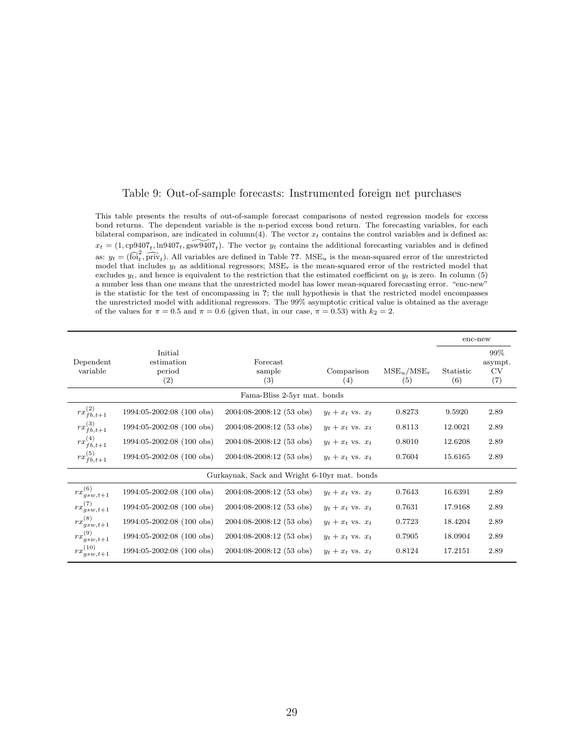Table 9: Out-of-sample forecasts: Instrumented foreign net purchases

This table presents the results of out-of-sample forecast comparisons of nested regression models for excess bond returns. The dependent variable is the n-period excess bond return. The forecasting variables, for each bilateral comparison, are indicated in column(4). The vector $x_t$ contains the control variables and is defined as: $x_t = (1, \widehat{\text{cp9407}}_t, \text{ln9407}_t, \widehat{\text{gsw9407}}_t)$. The vector $y_t$ contains the additional forecasting variables and is defined as: $y_t = (\widehat{\text{foi}}_t^2, \widehat{\text{priv}}_t)$. All variables are defined in Table ??. $\text{MSE}_u$ is the mean-squared error of the unrestricted model that includes $y_t$ as additional regressors; $\text{MSE}_r$ is the mean-squared error of the restricted model that excludes $y_t$, and hence is equivalent to the restriction that the estimated coefficient on $y_t$ is zero. In column (5) a number less than one means that the unrestricted model has lower mean-squared forecasting error. "enc-new" is the statistic for the test of encompassing in ?; the null hypothesis is that the restricted model encompasses the unrestricted model with additional regressors. The 99% asymptotic critical value is obtained as the average of the values for $\pi = 0.5$ and $\pi = 0.6$ (given that, in our case, $\pi = 0.53$) with $k_2 = 2$.

| | | | | | enc-new | |
|---|---|---|---|---|---|---|
| Dependent variable | Initial estimation period (2) | Forecast sample (3) | Comparison (4) | $\text{MSE}_u/\text{MSE}_r$ (5) | Statistic (6) | 99% asympt. CV (7) |
| | | Fama-Bliss 2-5yr mat. bonds | | | | |
| $rx^{(2)}_{fb,t+1}$ | 1994:05-2002:08 (100 obs) | 2004:08-2008:12 (53 obs) | $y_t + x_t$ vs. $x_t$ | 0.8273 | 9.5920 | 2.89 |
| $rx^{(3)}_{fb,t+1}$ | 1994:05-2002:08 (100 obs) | 2004:08-2008:12 (53 obs) | $y_t + x_t$ vs. $x_t$ | 0.8113 | 12.0021 | 2.89 |
| $rx^{(4)}_{fb,t+1}$ | 1994:05-2002:08 (100 obs) | 2004:08-2008:12 (53 obs) | $y_t + x_t$ vs. $x_t$ | 0.8010 | 12.6208 | 2.89 |
| $rx^{(5)}_{fb,t+1}$ | 1994:05-2002:08 (100 obs) | 2004:08-2008:12 (53 obs) | $y_t + x_t$ vs. $x_t$ | 0.7604 | 15.6165 | 2.89 |
| | | Gurkaynak, Sack and Wright 6-10yr mat. bonds | | | | |
| $rx^{(6)}_{gsw,t+1}$ | 1994:05-2002:08 (100 obs) | 2004:08-2008:12 (53 obs) | $y_t + x_t$ vs. $x_t$ | 0.7643 | 16.6391 | 2.89 |
| $rx^{(7)}_{gsw,t+1}$ | 1994:05-2002:08 (100 obs) | 2004:08-2008:12 (53 obs) | $y_t + x_t$ vs. $x_t$ | 0.7631 | 17.9168 | 2.89 |
| $rx^{(8)}_{gsw,t+1}$ | 1994:05-2002:08 (100 obs) | 2004:08-2008:12 (53 obs) | $y_t + x_t$ vs. $x_t$ | 0.7723 | 18.4204 | 2.89 |
| $rx^{(9)}_{gsw,t+1}$ | 1994:05-2002:08 (100 obs) | 2004:08-2008:12 (53 obs) | $y_t + x_t$ vs. $x_t$ | 0.7905 | 18.0904 | 2.89 |
| $rx^{(10)}_{gsw,t+1}$ | 1994:05-2002:08 (100 obs) | 2004:08-2008:12 (53 obs) | $y_t + x_t$ vs. $x_t$ | 0.8124 | 17.2151 | 2.89 |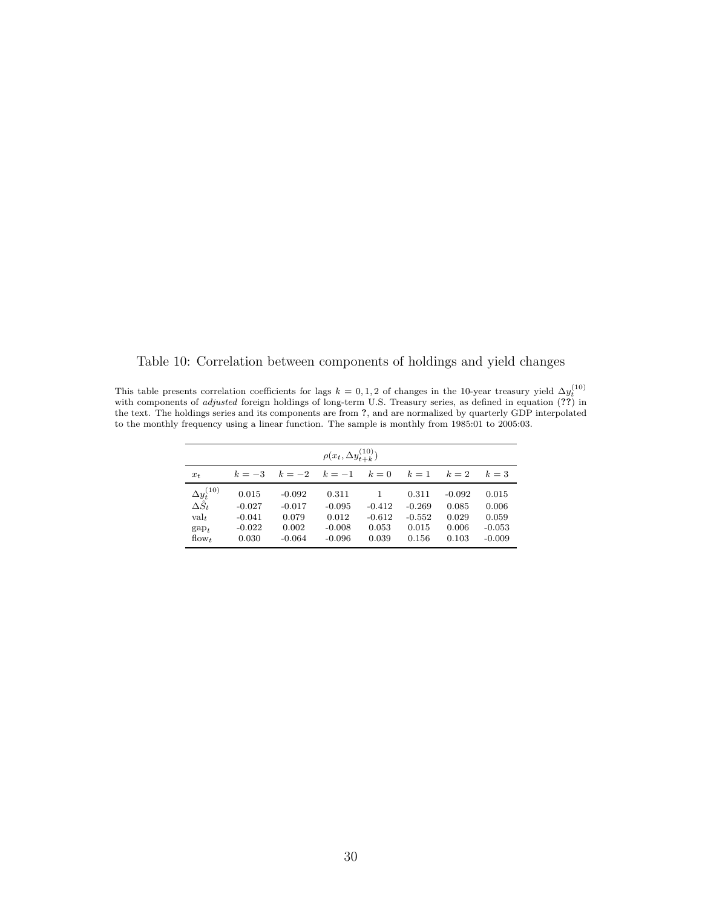## Table 10: Correlation between components of holdings and yield changes

This table presents correlation coefficients for lags $k = 0, 1, 2$ of changes in the 10-year treasury yield $\Delta y_t^{(10)}$ with components of *adjusted* foreign holdings of long-term U.S. Treasury series, as defined in equation (??) in the text. The holdings series and its components are from ?, and are normalized by quarterly GDP interpolated to the monthly frequency using a linear function. The sample is monthly from 1985:01 to 2005:03.

| | $\rho(x_t, \Delta y_{t+k}^{(10)})$ | | | | | | |
|---|---|---|---|---|---|---|---|
| $x_t$ | $k=-3$ | $k=-2$ | $k=-1$ | $k=0$ | $k=1$ | $k=2$ | $k=3$ |
| $\Delta y_t^{(10)}$ | 0.015 | -0.092 | 0.311 | 1 | 0.311 | -0.092 | 0.015 |
| $\Delta \hat{S}_t$ | -0.027 | -0.017 | -0.095 | -0.412 | -0.269 | 0.085 | 0.006 |
| $\text{val}_t$ | -0.041 | 0.079 | 0.012 | -0.612 | -0.552 | 0.029 | 0.059 |
| $\text{gap}_t$ | -0.022 | 0.002 | -0.008 | 0.053 | 0.015 | 0.006 | -0.053 |
| $\text{flow}_t$ | 0.030 | -0.064 | -0.096 | 0.039 | 0.156 | 0.103 | -0.009 |